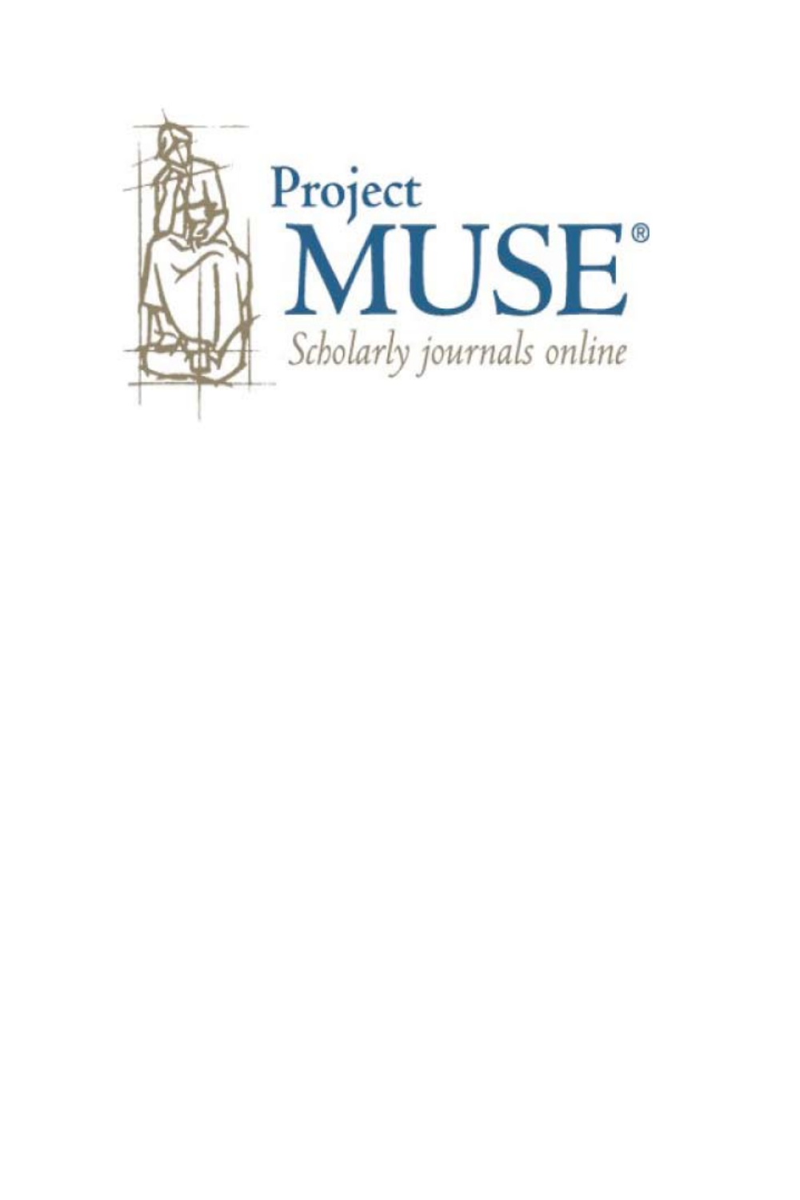Project
MUSE®
*Scholarly journals online*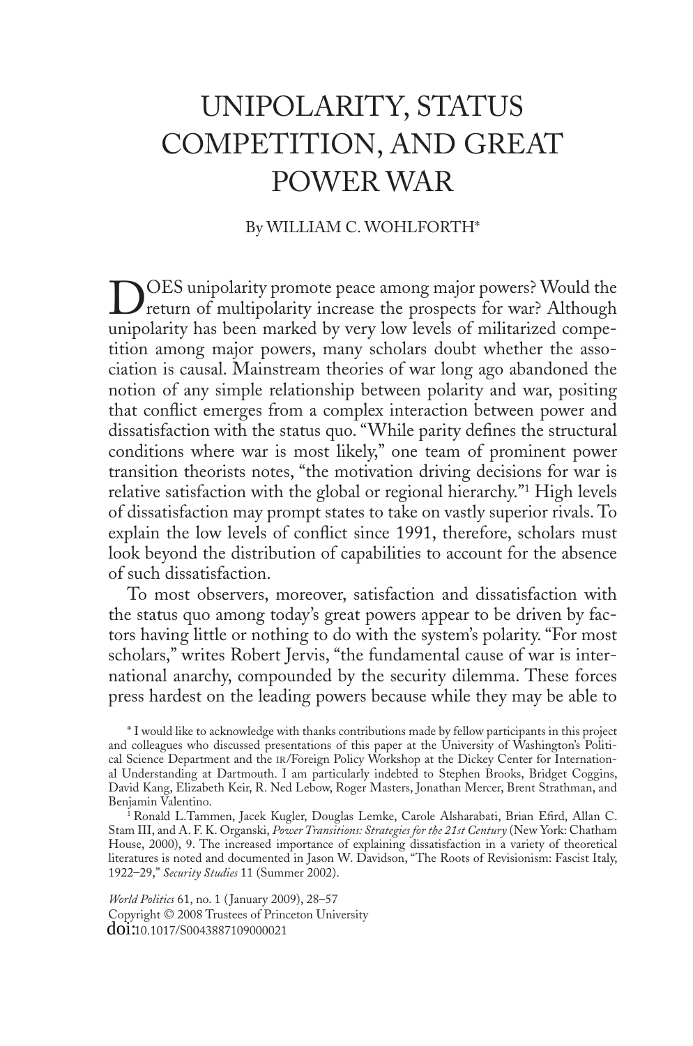# UNIPOLARITY, STATUS COMPETITION, AND GREAT POWER WAR

By WILLIAM C. WOHLFORTH*

DOES unipolarity promote peace among major powers? Would the return of multipolarity increase the prospects for war? Although unipolarity has been marked by very low levels of militarized competition among major powers, many scholars doubt whether the association is causal. Mainstream theories of war long ago abandoned the notion of any simple relationship between polarity and war, positing that conflict emerges from a complex interaction between power and dissatisfaction with the status quo. "While parity defines the structural conditions where war is most likely," one team of prominent power transition theorists notes, "the motivation driving decisions for war is relative satisfaction with the global or regional hierarchy."[1] High levels of dissatisfaction may prompt states to take on vastly superior rivals. To explain the low levels of conflict since 1991, therefore, scholars must look beyond the distribution of capabilities to account for the absence of such dissatisfaction.

To most observers, moreover, satisfaction and dissatisfaction with the status quo among today's great powers appear to be driven by factors having little or nothing to do with the system's polarity. "For most scholars," writes Robert Jervis, "the fundamental cause of war is international anarchy, compounded by the security dilemma. These forces press hardest on the leading powers because while they may be able to

\* I would like to acknowledge with thanks contributions made by fellow participants in this project and colleagues who discussed presentations of this paper at the University of Washington's Political Science Department and the IR/Foreign Policy Workshop at the Dickey Center for International Understanding at Dartmouth. I am particularly indebted to Stephen Brooks, Bridget Coggins, David Kang, Elizabeth Keir, R. Ned Lebow, Roger Masters, Jonathan Mercer, Brent Strathman, and Benjamin Valentino.

[1] Ronald L.Tammen, Jacek Kugler, Douglas Lemke, Carole Alsharabati, Brian Efird, Allan C. Stam III, and A. F. K. Organski, *Power Transitions: Strategies for the 21st Century* (New York: Chatham House, 2000), 9. The increased importance of explaining dissatisfaction in a variety of theoretical literatures is noted and documented in Jason W. Davidson, "The Roots of Revisionism: Fascist Italy, 1922–29," *Security Studies* 11 (Summer 2002).

*World Politics* 61, no. 1 (January 2009), 28–57
Copyright © 2008 Trustees of Princeton University
doi:10.1017/S0043887109000021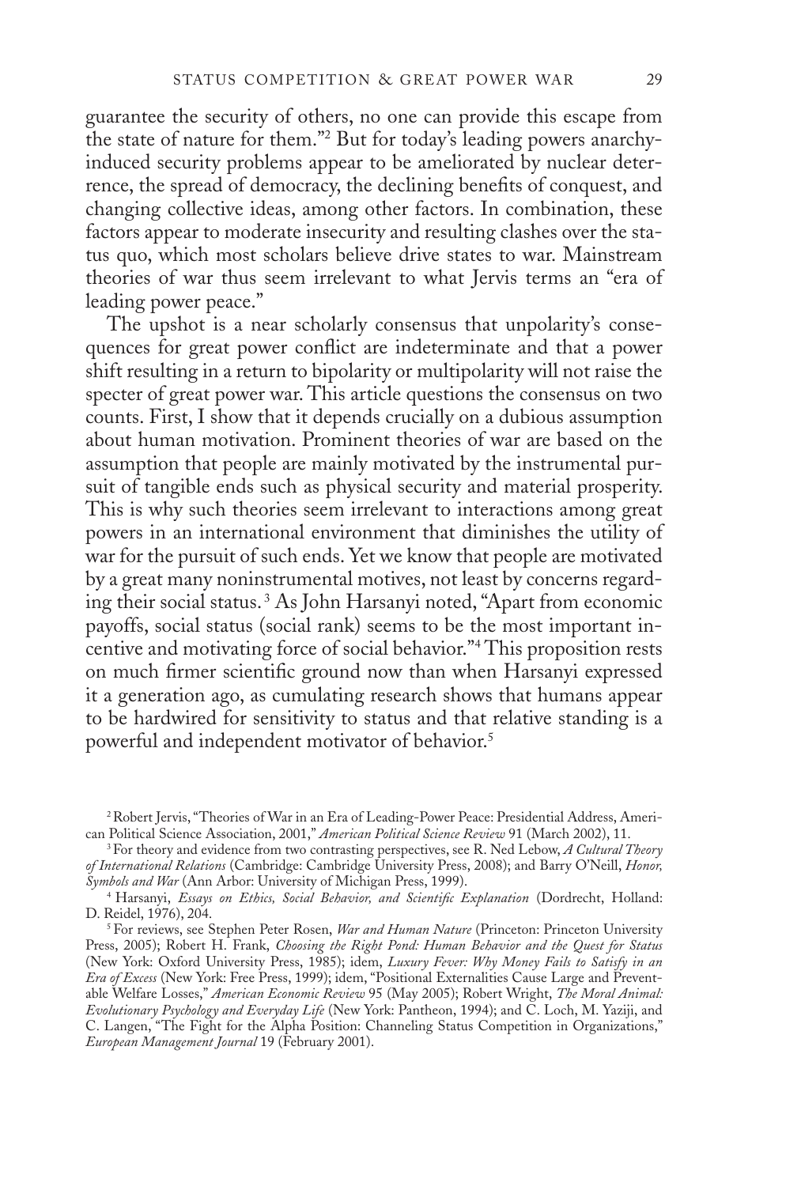guarantee the security of others, no one can provide this escape from the state of nature for them."[2] But for today's leading powers anarchy-induced security problems appear to be ameliorated by nuclear deterrence, the spread of democracy, the declining benefits of conquest, and changing collective ideas, among other factors. In combination, these factors appear to moderate insecurity and resulting clashes over the status quo, which most scholars believe drive states to war. Mainstream theories of war thus seem irrelevant to what Jervis terms an "era of leading power peace."

The upshot is a near scholarly consensus that unpolarity's consequences for great power conflict are indeterminate and that a power shift resulting in a return to bipolarity or multipolarity will not raise the specter of great power war. This article questions the consensus on two counts. First, I show that it depends crucially on a dubious assumption about human motivation. Prominent theories of war are based on the assumption that people are mainly motivated by the instrumental pursuit of tangible ends such as physical security and material prosperity. This is why such theories seem irrelevant to interactions among great powers in an international environment that diminishes the utility of war for the pursuit of such ends. Yet we know that people are motivated by a great many noninstrumental motives, not least by concerns regarding their social status.[3] As John Harsanyi noted, "Apart from economic payoffs, social status (social rank) seems to be the most important incentive and motivating force of social behavior."[4] This proposition rests on much firmer scientific ground now than when Harsanyi expressed it a generation ago, as cumulating research shows that humans appear to be hardwired for sensitivity to status and that relative standing is a powerful and independent motivator of behavior.[5]

[2] Robert Jervis, "Theories of War in an Era of Leading-Power Peace: Presidential Address, American Political Science Association, 2001," *American Political Science Review* 91 (March 2002), 11.

[3] For theory and evidence from two contrasting perspectives, see R. Ned Lebow, *A Cultural Theory of International Relations* (Cambridge: Cambridge University Press, 2008); and Barry O'Neill, *Honor, Symbols and War* (Ann Arbor: University of Michigan Press, 1999).

[4] Harsanyi, *Essays on Ethics, Social Behavior, and Scientific Explanation* (Dordrecht, Holland: D. Reidel, 1976), 204.

[5] For reviews, see Stephen Peter Rosen, *War and Human Nature* (Princeton: Princeton University Press, 2005); Robert H. Frank, *Choosing the Right Pond: Human Behavior and the Quest for Status* (New York: Oxford University Press, 1985); idem, *Luxury Fever: Why Money Fails to Satisfy in an Era of Excess* (New York: Free Press, 1999); idem, "Positional Externalities Cause Large and Preventable Welfare Losses," *American Economic Review* 95 (May 2005); Robert Wright, *The Moral Animal: Evolutionary Psychology and Everyday Life* (New York: Pantheon, 1994); and C. Loch, M. Yaziji, and C. Langen, "The Fight for the Alpha Position: Channeling Status Competition in Organizations," *European Management Journal* 19 (February 2001).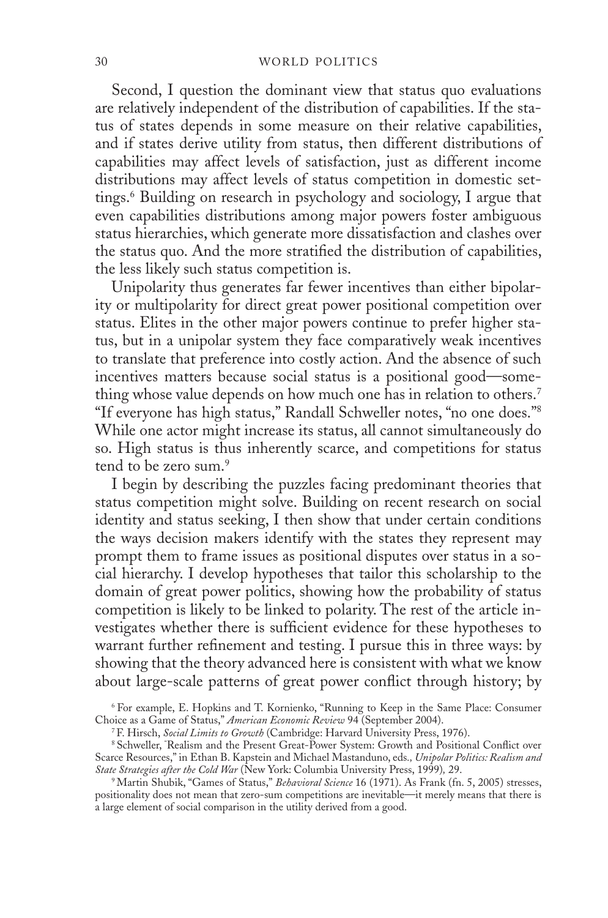Second, I question the dominant view that status quo evaluations are relatively independent of the distribution of capabilities. If the status of states depends in some measure on their relative capabilities, and if states derive utility from status, then different distributions of capabilities may affect levels of satisfaction, just as different income distributions may affect levels of status competition in domestic settings.[6] Building on research in psychology and sociology, I argue that even capabilities distributions among major powers foster ambiguous status hierarchies, which generate more dissatisfaction and clashes over the status quo. And the more stratified the distribution of capabilities, the less likely such status competition is.

Unipolarity thus generates far fewer incentives than either bipolarity or multipolarity for direct great power positional competition over status. Elites in the other major powers continue to prefer higher status, but in a unipolar system they face comparatively weak incentives to translate that preference into costly action. And the absence of such incentives matters because social status is a positional good—something whose value depends on how much one has in relation to others.[7] "If everyone has high status," Randall Schweller notes, "no one does."[8] While one actor might increase its status, all cannot simultaneously do so. High status is thus inherently scarce, and competitions for status tend to be zero sum.[9]

I begin by describing the puzzles facing predominant theories that status competition might solve. Building on recent research on social identity and status seeking, I then show that under certain conditions the ways decision makers identify with the states they represent may prompt them to frame issues as positional disputes over status in a social hierarchy. I develop hypotheses that tailor this scholarship to the domain of great power politics, showing how the probability of status competition is likely to be linked to polarity. The rest of the article investigates whether there is sufficient evidence for these hypotheses to warrant further refinement and testing. I pursue this in three ways: by showing that the theory advanced here is consistent with what we know about large-scale patterns of great power conflict through history; by

[6] For example, E. Hopkins and T. Kornienko, "Running to Keep in the Same Place: Consumer Choice as a Game of Status," *American Economic Review* 94 (September 2004).

[7] F. Hirsch, *Social Limits to Growth* (Cambridge: Harvard University Press, 1976).

[8] Schweller, "Realism and the Present Great-Power System: Growth and Positional Conflict over Scarce Resources," in Ethan B. Kapstein and Michael Mastanduno, eds., *Unipolar Politics: Realism and State Strategies after the Cold War* (New York: Columbia University Press, 1999), 29.

[9] Martin Shubik, "Games of Status," *Behavioral Science* 16 (1971). As Frank (fn. 5, 2005) stresses, positionality does not mean that zero-sum competitions are inevitable—it merely means that there is a large element of social comparison in the utility derived from a good.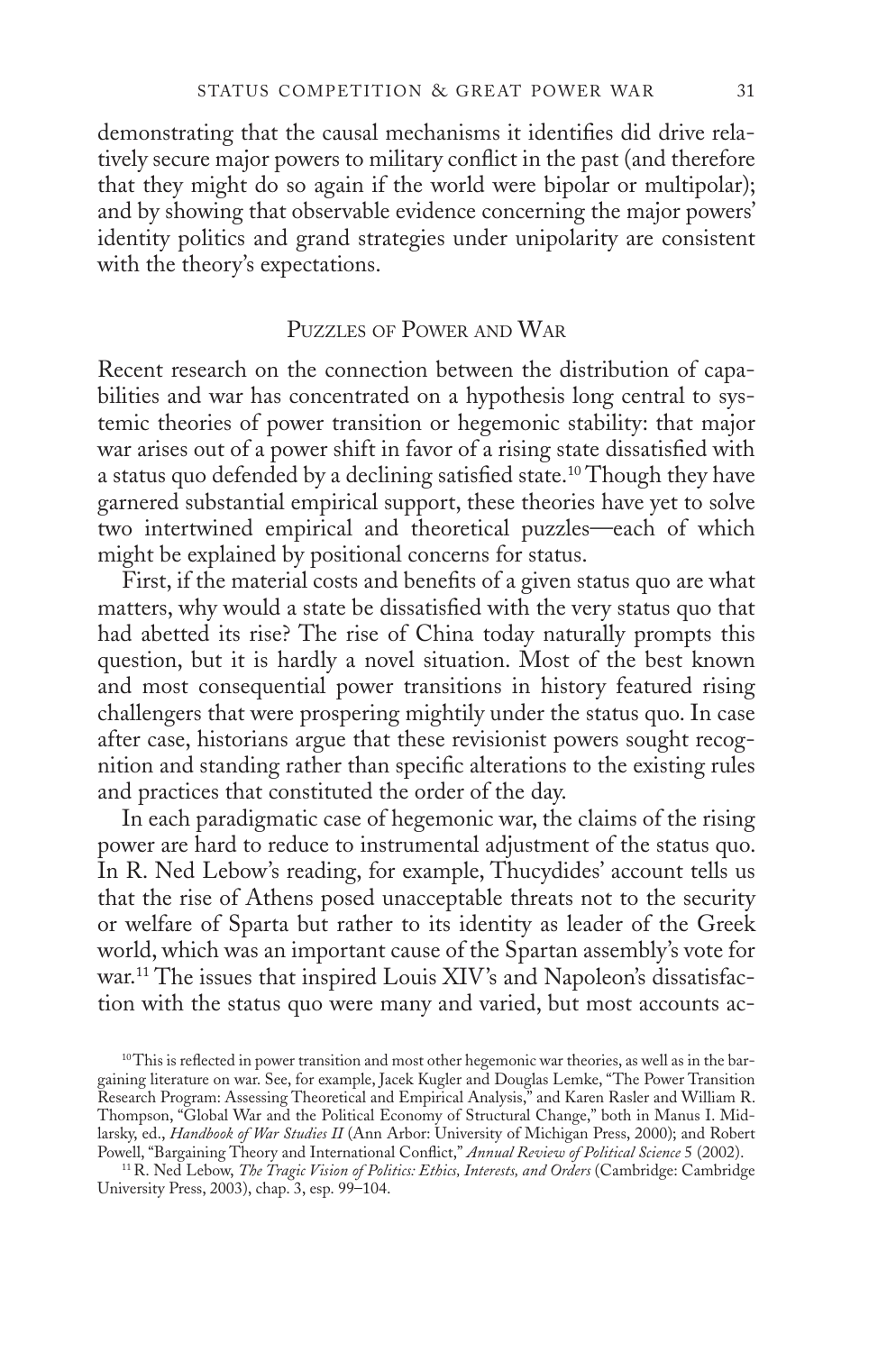demonstrating that the causal mechanisms it identifies did drive relatively secure major powers to military conflict in the past (and therefore that they might do so again if the world were bipolar or multipolar); and by showing that observable evidence concerning the major powers' identity politics and grand strategies under unipolarity are consistent with the theory's expectations.

## Puzzles of Power and War

Recent research on the connection between the distribution of capabilities and war has concentrated on a hypothesis long central to systemic theories of power transition or hegemonic stability: that major war arises out of a power shift in favor of a rising state dissatisfied with a status quo defended by a declining satisfied state.[10] Though they have garnered substantial empirical support, these theories have yet to solve two intertwined empirical and theoretical puzzles—each of which might be explained by positional concerns for status.

First, if the material costs and benefits of a given status quo are what matters, why would a state be dissatisfied with the very status quo that had abetted its rise? The rise of China today naturally prompts this question, but it is hardly a novel situation. Most of the best known and most consequential power transitions in history featured rising challengers that were prospering mightily under the status quo. In case after case, historians argue that these revisionist powers sought recognition and standing rather than specific alterations to the existing rules and practices that constituted the order of the day.

In each paradigmatic case of hegemonic war, the claims of the rising power are hard to reduce to instrumental adjustment of the status quo. In R. Ned Lebow's reading, for example, Thucydides' account tells us that the rise of Athens posed unacceptable threats not to the security or welfare of Sparta but rather to its identity as leader of the Greek world, which was an important cause of the Spartan assembly's vote for war.[11] The issues that inspired Louis XIV's and Napoleon's dissatisfaction with the status quo were many and varied, but most accounts ac-

[10] This is reflected in power transition and most other hegemonic war theories, as well as in the bargaining literature on war. See, for example, Jacek Kugler and Douglas Lemke, "The Power Transition Research Program: Assessing Theoretical and Empirical Analysis," and Karen Rasler and William R. Thompson, "Global War and the Political Economy of Structural Change," both in Manus I. Midlarsky, ed., *Handbook of War Studies II* (Ann Arbor: University of Michigan Press, 2000); and Robert Powell, "Bargaining Theory and International Conflict," *Annual Review of Political Science* 5 (2002).

[11] R. Ned Lebow, *The Tragic Vision of Politics: Ethics, Interests, and Orders* (Cambridge: Cambridge University Press, 2003), chap. 3, esp. 99–104.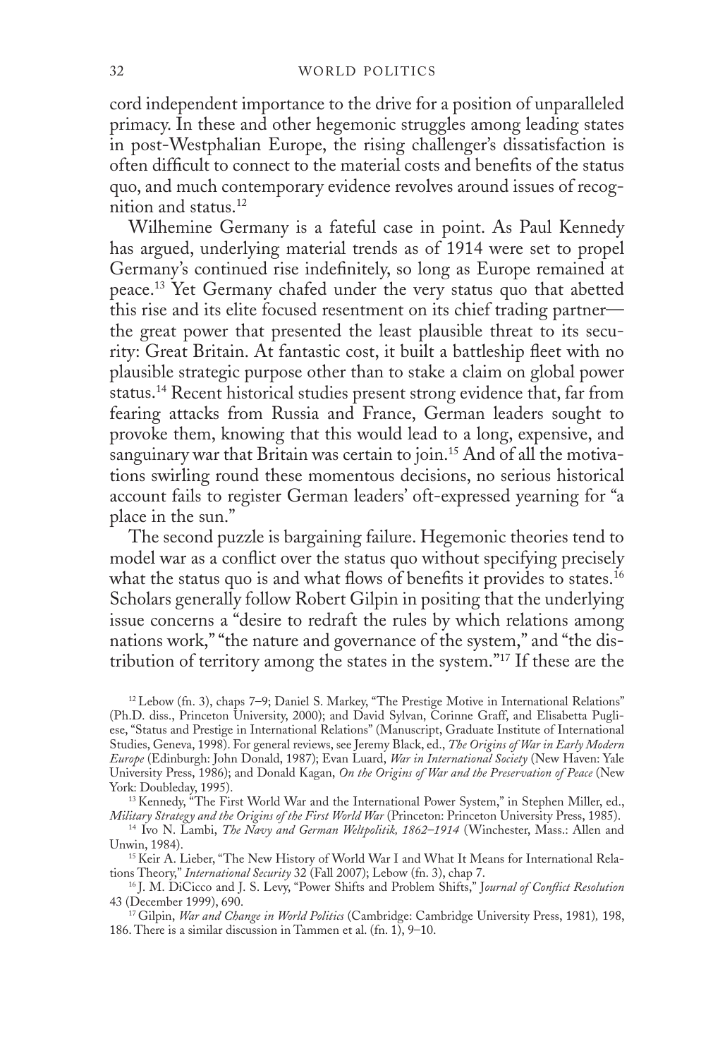cord independent importance to the drive for a position of unparalleled primacy. In these and other hegemonic struggles among leading states in post-Westphalian Europe, the rising challenger's dissatisfaction is often difficult to connect to the material costs and benefits of the status quo, and much contemporary evidence revolves around issues of recognition and status.[12]

Wilhemine Germany is a fateful case in point. As Paul Kennedy has argued, underlying material trends as of 1914 were set to propel Germany's continued rise indefinitely, so long as Europe remained at peace.[13] Yet Germany chafed under the very status quo that abetted this rise and its elite focused resentment on its chief trading partner—the great power that presented the least plausible threat to its security: Great Britain. At fantastic cost, it built a battleship fleet with no plausible strategic purpose other than to stake a claim on global power status.[14] Recent historical studies present strong evidence that, far from fearing attacks from Russia and France, German leaders sought to provoke them, knowing that this would lead to a long, expensive, and sanguinary war that Britain was certain to join.[15] And of all the motivations swirling round these momentous decisions, no serious historical account fails to register German leaders' oft-expressed yearning for "a place in the sun."

The second puzzle is bargaining failure. Hegemonic theories tend to model war as a conflict over the status quo without specifying precisely what the status quo is and what flows of benefits it provides to states.[16] Scholars generally follow Robert Gilpin in positing that the underlying issue concerns a "desire to redraft the rules by which relations among nations work," "the nature and governance of the system," and "the distribution of territory among the states in the system."[17] If these are the

[12] Lebow (fn. 3), chaps 7–9; Daniel S. Markey, "The Prestige Motive in International Relations" (Ph.D. diss., Princeton University, 2000); and David Sylvan, Corinne Graff, and Elisabetta Pugliese, "Status and Prestige in International Relations" (Manuscript, Graduate Institute of International Studies, Geneva, 1998). For general reviews, see Jeremy Black, ed., *The Origins of War in Early Modern Europe* (Edinburgh: John Donald, 1987); Evan Luard, *War in International Society* (New Haven: Yale University Press, 1986); and Donald Kagan, *On the Origins of War and the Preservation of Peace* (New York: Doubleday, 1995).

[13] Kennedy, "The First World War and the International Power System," in Stephen Miller, ed., *Military Strategy and the Origins of the First World War* (Princeton: Princeton University Press, 1985).

[14] Ivo N. Lambi, *The Navy and German Weltpolitik, 1862–1914* (Winchester, Mass.: Allen and Unwin, 1984).

[15] Keir A. Lieber, "The New History of World War I and What It Means for International Relations Theory," *International Security* 32 (Fall 2007); Lebow (fn. 3), chap 7.

[16] J. M. DiCicco and J. S. Levy, "Power Shifts and Problem Shifts," *Journal of Conflict Resolution* 43 (December 1999), 690.

[17] Gilpin, *War and Change in World Politics* (Cambridge: Cambridge University Press, 1981), 198, 186. There is a similar discussion in Tammen et al. (fn. 1), 9–10.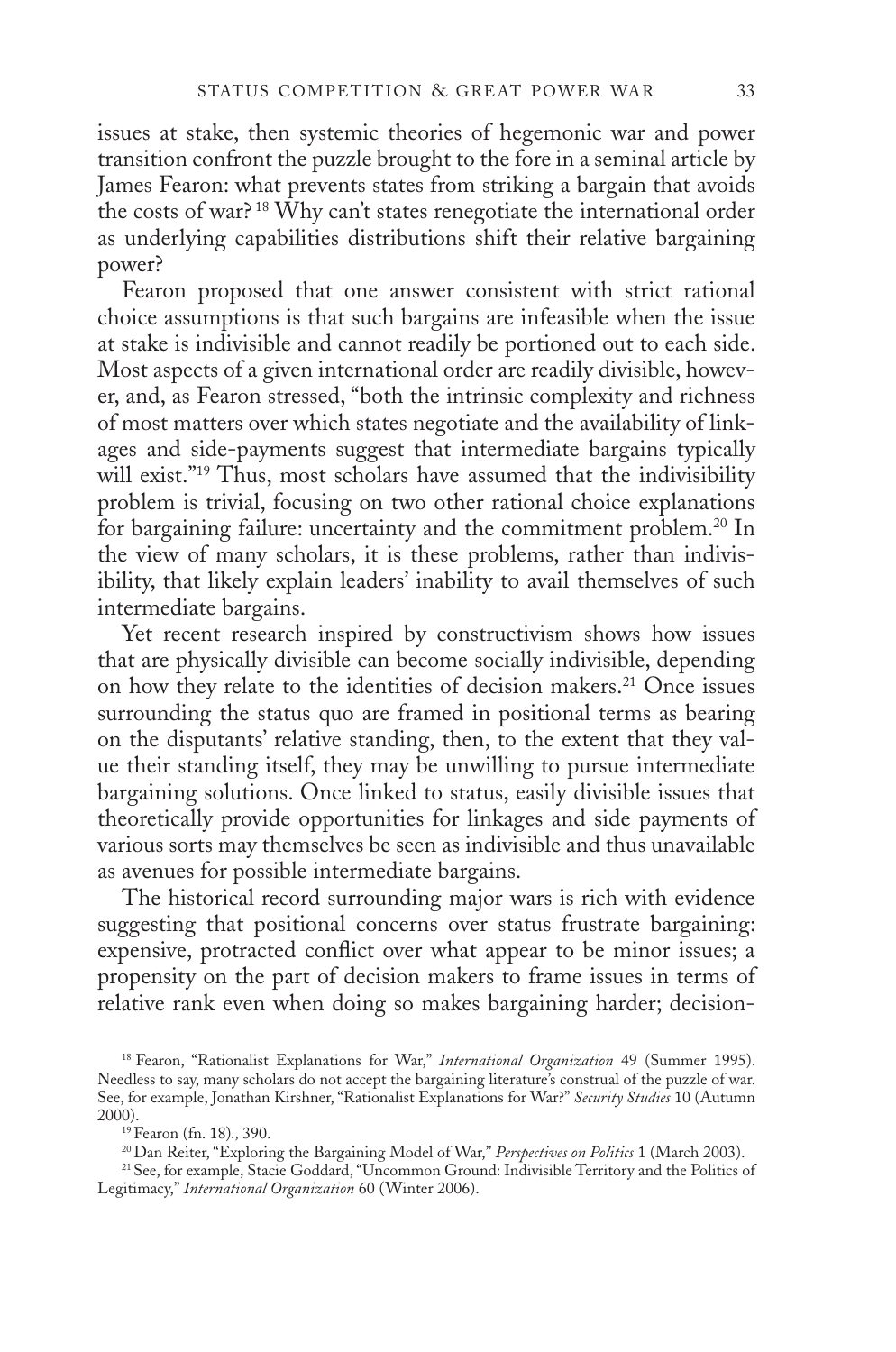issues at stake, then systemic theories of hegemonic war and power transition confront the puzzle brought to the fore in a seminal article by James Fearon: what prevents states from striking a bargain that avoids the costs of war? [18] Why can't states renegotiate the international order as underlying capabilities distributions shift their relative bargaining power?

Fearon proposed that one answer consistent with strict rational choice assumptions is that such bargains are infeasible when the issue at stake is indivisible and cannot readily be portioned out to each side. Most aspects of a given international order are readily divisible, however, and, as Fearon stressed, "both the intrinsic complexity and richness of most matters over which states negotiate and the availability of linkages and side-payments suggest that intermediate bargains typically will exist."[19] Thus, most scholars have assumed that the indivisibility problem is trivial, focusing on two other rational choice explanations for bargaining failure: uncertainty and the commitment problem.[20] In the view of many scholars, it is these problems, rather than indivisibility, that likely explain leaders' inability to avail themselves of such intermediate bargains.

Yet recent research inspired by constructivism shows how issues that are physically divisible can become socially indivisible, depending on how they relate to the identities of decision makers.[21] Once issues surrounding the status quo are framed in positional terms as bearing on the disputants' relative standing, then, to the extent that they value their standing itself, they may be unwilling to pursue intermediate bargaining solutions. Once linked to status, easily divisible issues that theoretically provide opportunities for linkages and side payments of various sorts may themselves be seen as indivisible and thus unavailable as avenues for possible intermediate bargains.

The historical record surrounding major wars is rich with evidence suggesting that positional concerns over status frustrate bargaining: expensive, protracted conflict over what appear to be minor issues; a propensity on the part of decision makers to frame issues in terms of relative rank even when doing so makes bargaining harder; decision-

---

[18] Fearon, "Rationalist Explanations for War," *International Organization* 49 (Summer 1995). Needless to say, many scholars do not accept the bargaining literature's construal of the puzzle of war. See, for example, Jonathan Kirshner, "Rationalist Explanations for War?" *Security Studies* 10 (Autumn 2000).

[19] Fearon (fn. 18)., 390.

[20] Dan Reiter, "Exploring the Bargaining Model of War," *Perspectives on Politics* 1 (March 2003).

[21] See, for example, Stacie Goddard, "Uncommon Ground: Indivisible Territory and the Politics of Legitimacy," *International Organization* 60 (Winter 2006).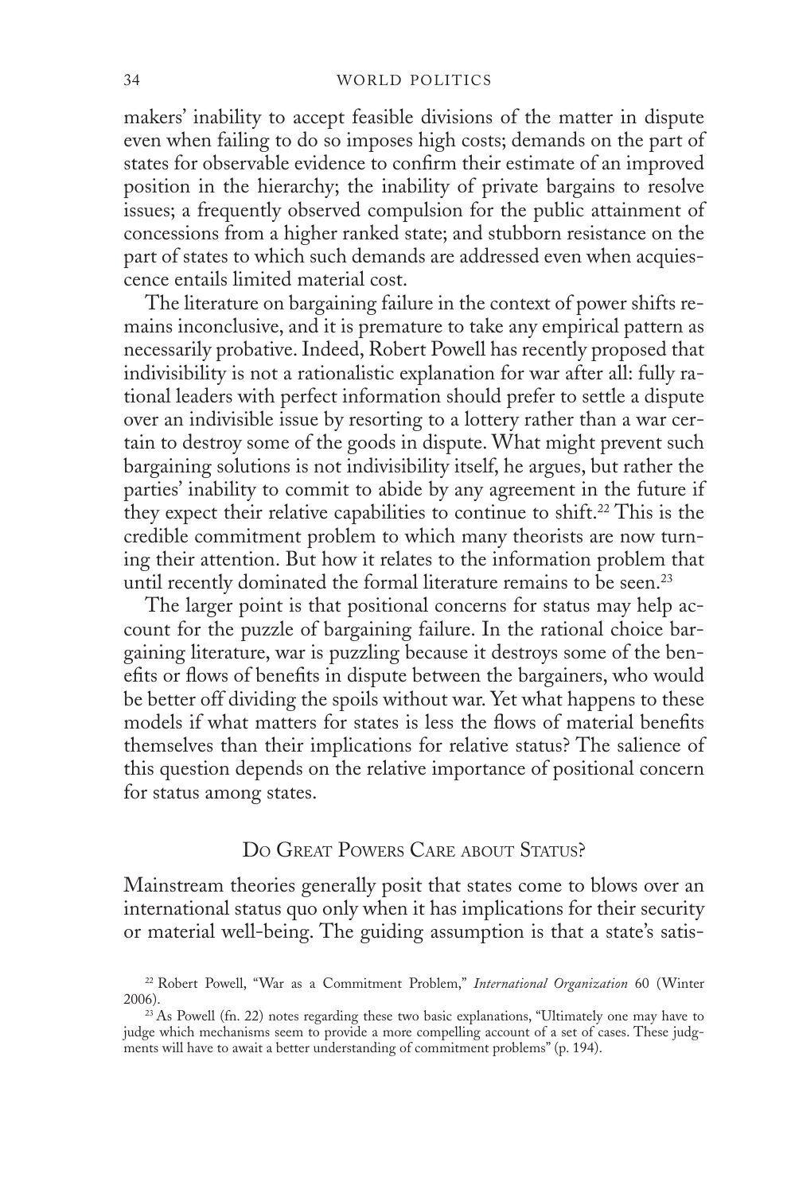makers' inability to accept feasible divisions of the matter in dispute even when failing to do so imposes high costs; demands on the part of states for observable evidence to confirm their estimate of an improved position in the hierarchy; the inability of private bargains to resolve issues; a frequently observed compulsion for the public attainment of concessions from a higher ranked state; and stubborn resistance on the part of states to which such demands are addressed even when acquiescence entails limited material cost.

The literature on bargaining failure in the context of power shifts remains inconclusive, and it is premature to take any empirical pattern as necessarily probative. Indeed, Robert Powell has recently proposed that indivisibility is not a rationalistic explanation for war after all: fully rational leaders with perfect information should prefer to settle a dispute over an indivisible issue by resorting to a lottery rather than a war certain to destroy some of the goods in dispute. What might prevent such bargaining solutions is not indivisibility itself, he argues, but rather the parties' inability to commit to abide by any agreement in the future if they expect their relative capabilities to continue to shift.[22] This is the credible commitment problem to which many theorists are now turning their attention. But how it relates to the information problem that until recently dominated the formal literature remains to be seen.[23]

The larger point is that positional concerns for status may help account for the puzzle of bargaining failure. In the rational choice bargaining literature, war is puzzling because it destroys some of the benefits or flows of benefits in dispute between the bargainers, who would be better off dividing the spoils without war. Yet what happens to these models if what matters for states is less the flows of material benefits themselves than their implications for relative status? The salience of this question depends on the relative importance of positional concern for status among states.

## Do Great Powers Care about Status?

Mainstream theories generally posit that states come to blows over an international status quo only when it has implications for their security or material well-being. The guiding assumption is that a state's satis-

[22] Robert Powell, "War as a Commitment Problem," *International Organization* 60 (Winter 2006).

[23] As Powell (fn. 22) notes regarding these two basic explanations, "Ultimately one may have to judge which mechanisms seem to provide a more compelling account of a set of cases. These judgments will have to await a better understanding of commitment problems" (p. 194).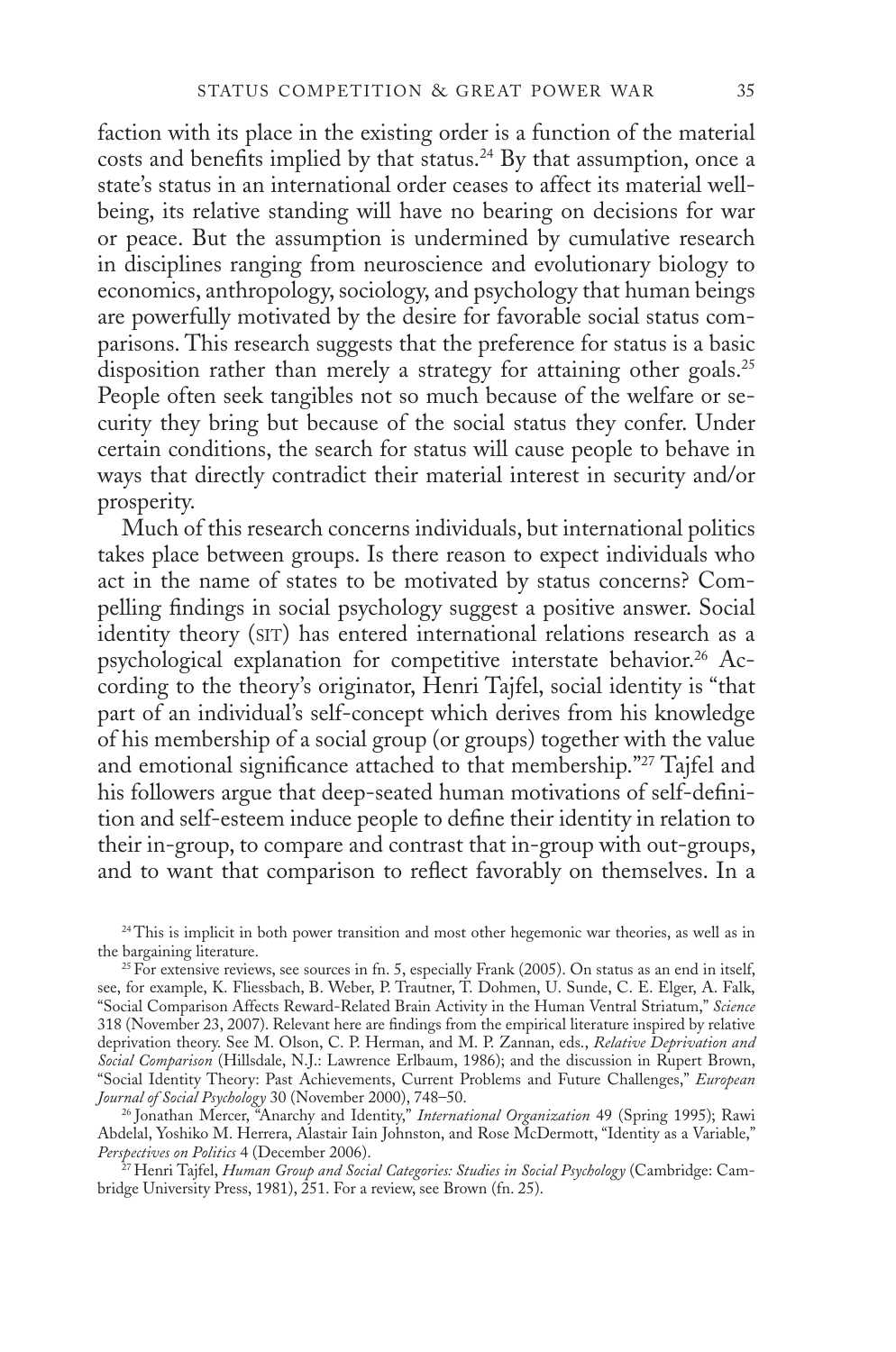faction with its place in the existing order is a function of the material costs and benefits implied by that status.[24] By that assumption, once a state's status in an international order ceases to affect its material well-being, its relative standing will have no bearing on decisions for war or peace. But the assumption is undermined by cumulative research in disciplines ranging from neuroscience and evolutionary biology to economics, anthropology, sociology, and psychology that human beings are powerfully motivated by the desire for favorable social status comparisons. This research suggests that the preference for status is a basic disposition rather than merely a strategy for attaining other goals.[25] People often seek tangibles not so much because of the welfare or security they bring but because of the social status they confer. Under certain conditions, the search for status will cause people to behave in ways that directly contradict their material interest in security and/or prosperity.

Much of this research concerns individuals, but international politics takes place between groups. Is there reason to expect individuals who act in the name of states to be motivated by status concerns? Compelling findings in social psychology suggest a positive answer. Social identity theory (SIT) has entered international relations research as a psychological explanation for competitive interstate behavior.[26] According to the theory's originator, Henri Tajfel, social identity is "that part of an individual's self-concept which derives from his knowledge of his membership of a social group (or groups) together with the value and emotional significance attached to that membership."[27] Tajfel and his followers argue that deep-seated human motivations of self-definition and self-esteem induce people to define their identity in relation to their in-group, to compare and contrast that in-group with out-groups, and to want that comparison to reflect favorably on themselves. In a

[24] This is implicit in both power transition and most other hegemonic war theories, as well as in the bargaining literature.

[25] For extensive reviews, see sources in fn. 5, especially Frank (2005). On status as an end in itself, see, for example, K. Fliessbach, B. Weber, P. Trautner, T. Dohmen, U. Sunde, C. E. Elger, A. Falk, "Social Comparison Affects Reward-Related Brain Activity in the Human Ventral Striatum," *Science* 318 (November 23, 2007). Relevant here are findings from the empirical literature inspired by relative deprivation theory. See M. Olson, C. P. Herman, and M. P. Zannan, eds., *Relative Deprivation and Social Comparison* (Hillsdale, N.J.: Lawrence Erlbaum, 1986); and the discussion in Rupert Brown, "Social Identity Theory: Past Achievements, Current Problems and Future Challenges," *European Journal of Social Psychology* 30 (November 2000), 748–50.

[26] Jonathan Mercer, "Anarchy and Identity," *International Organization* 49 (Spring 1995); Rawi Abdelal, Yoshiko M. Herrera, Alastair Iain Johnston, and Rose McDermott, "Identity as a Variable," *Perspectives on Politics* 4 (December 2006).

[27] Henri Tajfel, *Human Group and Social Categories: Studies in Social Psychology* (Cambridge: Cambridge University Press, 1981), 251. For a review, see Brown (fn. 25).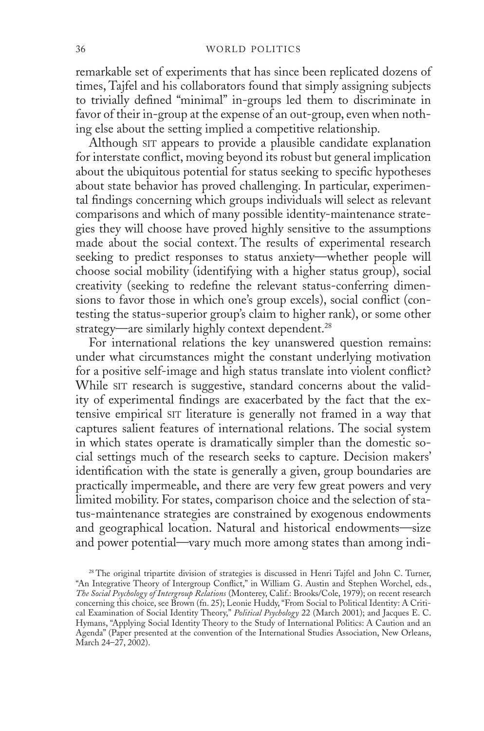remarkable set of experiments that has since been replicated dozens of times, Tajfel and his collaborators found that simply assigning subjects to trivially defined "minimal" in-groups led them to discriminate in favor of their in-group at the expense of an out-group, even when nothing else about the setting implied a competitive relationship.

Although SIT appears to provide a plausible candidate explanation for interstate conflict, moving beyond its robust but general implication about the ubiquitous potential for status seeking to specific hypotheses about state behavior has proved challenging. In particular, experimental findings concerning which groups individuals will select as relevant comparisons and which of many possible identity-maintenance strategies they will choose have proved highly sensitive to the assumptions made about the social context. The results of experimental research seeking to predict responses to status anxiety—whether people will choose social mobility (identifying with a higher status group), social creativity (seeking to redefine the relevant status-conferring dimensions to favor those in which one's group excels), social conflict (contesting the status-superior group's claim to higher rank), or some other strategy—are similarly highly context dependent.[28]

For international relations the key unanswered question remains: under what circumstances might the constant underlying motivation for a positive self-image and high status translate into violent conflict? While SIT research is suggestive, standard concerns about the validity of experimental findings are exacerbated by the fact that the extensive empirical SIT literature is generally not framed in a way that captures salient features of international relations. The social system in which states operate is dramatically simpler than the domestic social settings much of the research seeks to capture. Decision makers' identification with the state is generally a given, group boundaries are practically impermeable, and there are very few great powers and very limited mobility. For states, comparison choice and the selection of status-maintenance strategies are constrained by exogenous endowments and geographical location. Natural and historical endowments—size and power potential—vary much more among states than among indi-

[28] The original tripartite division of strategies is discussed in Henri Tajfel and John C. Turner, "An Integrative Theory of Intergroup Conflict," in William G. Austin and Stephen Worchel, eds., *The Social Psychology of Intergroup Relations* (Monterey, Calif.: Brooks/Cole, 1979); on recent research concerning this choice, see Brown (fn. 25); Leonie Huddy, "From Social to Political Identity: A Critical Examination of Social Identity Theory," *Political Psychology* 22 (March 2001); and Jacques E. C. Hymans, "Applying Social Identity Theory to the Study of International Politics: A Caution and an Agenda" (Paper presented at the convention of the International Studies Association, New Orleans, March 24–27, 2002).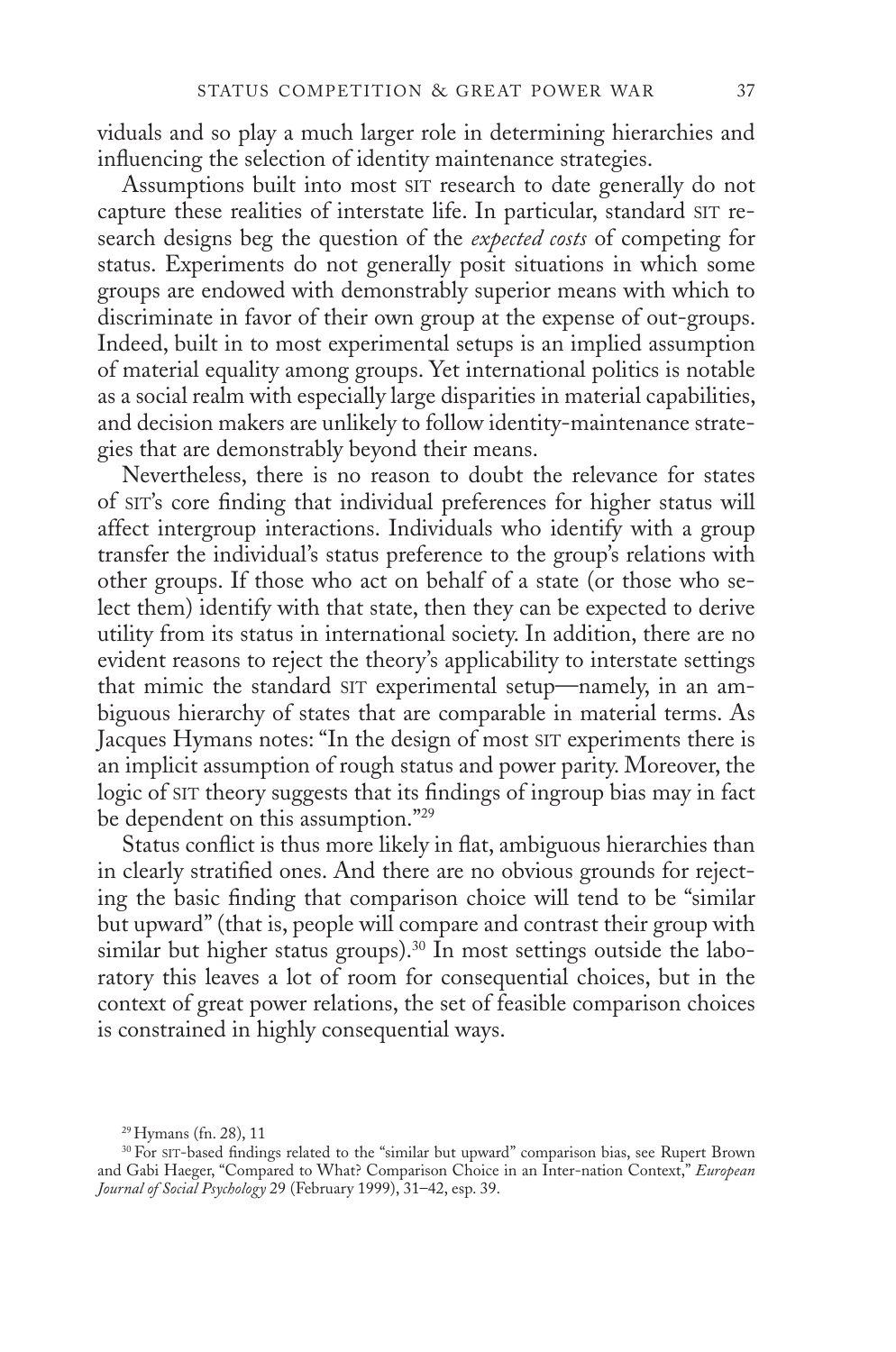viduals and so play a much larger role in determining hierarchies and influencing the selection of identity maintenance strategies.

Assumptions built into most SIT research to date generally do not capture these realities of interstate life. In particular, standard SIT research designs beg the question of the *expected costs* of competing for status. Experiments do not generally posit situations in which some groups are endowed with demonstrably superior means with which to discriminate in favor of their own group at the expense of out-groups. Indeed, built in to most experimental setups is an implied assumption of material equality among groups. Yet international politics is notable as a social realm with especially large disparities in material capabilities, and decision makers are unlikely to follow identity-maintenance strategies that are demonstrably beyond their means.

Nevertheless, there is no reason to doubt the relevance for states of SIT's core finding that individual preferences for higher status will affect intergroup interactions. Individuals who identify with a group transfer the individual's status preference to the group's relations with other groups. If those who act on behalf of a state (or those who select them) identify with that state, then they can be expected to derive utility from its status in international society. In addition, there are no evident reasons to reject the theory's applicability to interstate settings that mimic the standard SIT experimental setup—namely, in an ambiguous hierarchy of states that are comparable in material terms. As Jacques Hymans notes: "In the design of most SIT experiments there is an implicit assumption of rough status and power parity. Moreover, the logic of SIT theory suggests that its findings of ingroup bias may in fact be dependent on this assumption."[29]

Status conflict is thus more likely in flat, ambiguous hierarchies than in clearly stratified ones. And there are no obvious grounds for rejecting the basic finding that comparison choice will tend to be "similar but upward" (that is, people will compare and contrast their group with similar but higher status groups).[30] In most settings outside the laboratory this leaves a lot of room for consequential choices, but in the context of great power relations, the set of feasible comparison choices is constrained in highly consequential ways.

[29] Hymans (fn. 28), 11

[30] For SIT-based findings related to the "similar but upward" comparison bias, see Rupert Brown and Gabi Haeger, "Compared to What? Comparison Choice in an Inter-nation Context," *European Journal of Social Psychology* 29 (February 1999), 31–42, esp. 39.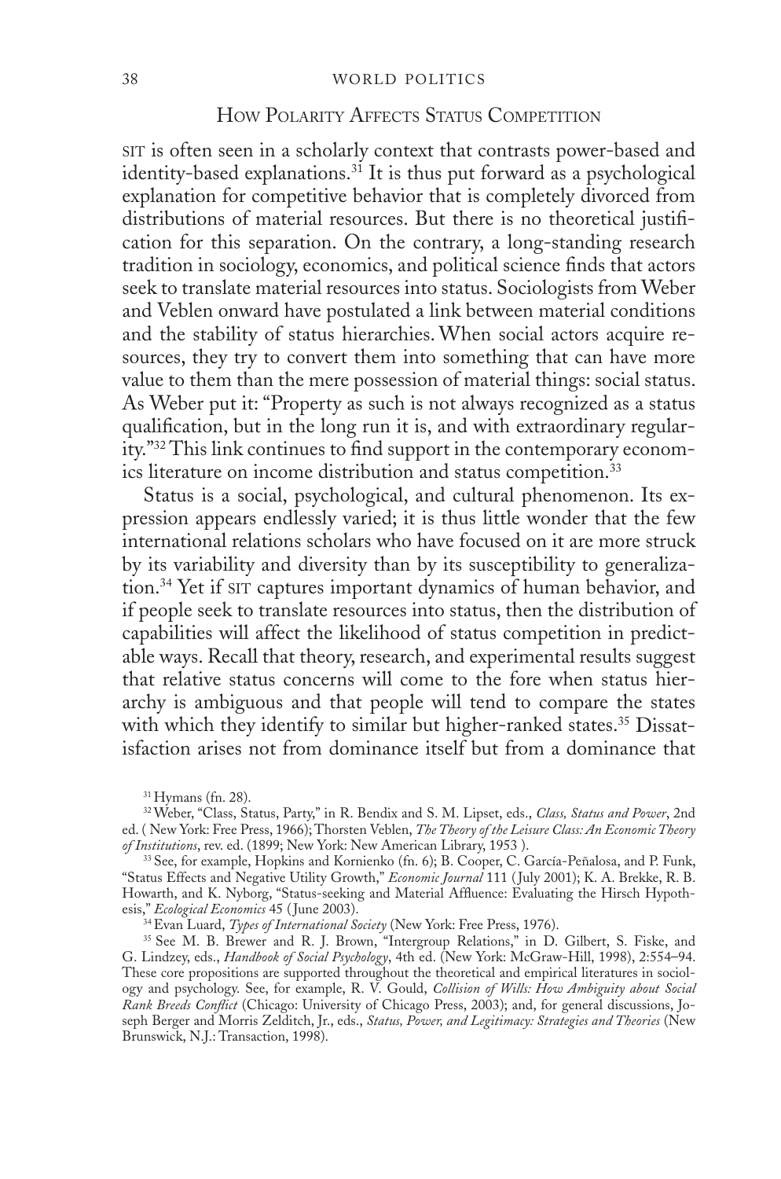## How Polarity Affects Status Competition

SIT is often seen in a scholarly context that contrasts power-based and identity-based explanations.[31] It is thus put forward as a psychological explanation for competitive behavior that is completely divorced from distributions of material resources. But there is no theoretical justification for this separation. On the contrary, a long-standing research tradition in sociology, economics, and political science finds that actors seek to translate material resources into status. Sociologists from Weber and Veblen onward have postulated a link between material conditions and the stability of status hierarchies. When social actors acquire resources, they try to convert them into something that can have more value to them than the mere possession of material things: social status. As Weber put it: "Property as such is not always recognized as a status qualification, but in the long run it is, and with extraordinary regularity."[32] This link continues to find support in the contemporary economics literature on income distribution and status competition.[33]

Status is a social, psychological, and cultural phenomenon. Its expression appears endlessly varied; it is thus little wonder that the few international relations scholars who have focused on it are more struck by its variability and diversity than by its susceptibility to generalization.[34] Yet if SIT captures important dynamics of human behavior, and if people seek to translate resources into status, then the distribution of capabilities will affect the likelihood of status competition in predictable ways. Recall that theory, research, and experimental results suggest that relative status concerns will come to the fore when status hierarchy is ambiguous and that people will tend to compare the states with which they identify to similar but higher-ranked states.[35] Dissatisfaction arises not from dominance itself but from a dominance that

[31] Hymans (fn. 28).

[32] Weber, "Class, Status, Party," in R. Bendix and S. M. Lipset, eds., *Class, Status and Power*, 2nd ed. ( New York: Free Press, 1966); Thorsten Veblen, *The Theory of the Leisure Class: An Economic Theory of Institutions*, rev. ed. (1899; New York: New American Library, 1953 ).

[33] See, for example, Hopkins and Kornienko (fn. 6); B. Cooper, C. García-Peñalosa, and P. Funk, "Status Effects and Negative Utility Growth," *Economic Journal* 111 (July 2001); K. A. Brekke, R. B. Howarth, and K. Nyborg, "Status-seeking and Material Affluence: Evaluating the Hirsch Hypothesis," *Ecological Economics* 45 ( June 2003).

[34] Evan Luard, *Types of International Society* (New York: Free Press, 1976).

[35] See M. B. Brewer and R. J. Brown, "Intergroup Relations," in D. Gilbert, S. Fiske, and G. Lindzey, eds., *Handbook of Social Psychology*, 4th ed. (New York: McGraw-Hill, 1998), 2:554–94. These core propositions are supported throughout the theoretical and empirical literatures in sociology and psychology. See, for example, R. V. Gould, *Collision of Wills: How Ambiguity about Social Rank Breeds Conflict* (Chicago: University of Chicago Press, 2003); and, for general discussions, Joseph Berger and Morris Zelditch, Jr., eds., *Status, Power, and Legitimacy: Strategies and Theories* (New Brunswick, N.J.: Transaction, 1998).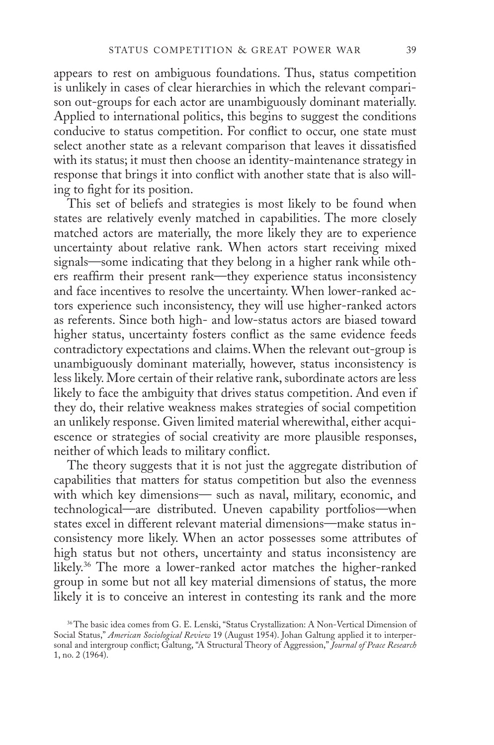appears to rest on ambiguous foundations. Thus, status competition is unlikely in cases of clear hierarchies in which the relevant comparison out-groups for each actor are unambiguously dominant materially. Applied to international politics, this begins to suggest the conditions conducive to status competition. For conflict to occur, one state must select another state as a relevant comparison that leaves it dissatisfied with its status; it must then choose an identity-maintenance strategy in response that brings it into conflict with another state that is also willing to fight for its position.

This set of beliefs and strategies is most likely to be found when states are relatively evenly matched in capabilities. The more closely matched actors are materially, the more likely they are to experience uncertainty about relative rank. When actors start receiving mixed signals—some indicating that they belong in a higher rank while others reaffirm their present rank—they experience status inconsistency and face incentives to resolve the uncertainty. When lower-ranked actors experience such inconsistency, they will use higher-ranked actors as referents. Since both high- and low-status actors are biased toward higher status, uncertainty fosters conflict as the same evidence feeds contradictory expectations and claims. When the relevant out-group is unambiguously dominant materially, however, status inconsistency is less likely. More certain of their relative rank, subordinate actors are less likely to face the ambiguity that drives status competition. And even if they do, their relative weakness makes strategies of social competition an unlikely response. Given limited material wherewithal, either acquiescence or strategies of social creativity are more plausible responses, neither of which leads to military conflict.

The theory suggests that it is not just the aggregate distribution of capabilities that matters for status competition but also the evenness with which key dimensions— such as naval, military, economic, and technological—are distributed. Uneven capability portfolios—when states excel in different relevant material dimensions—make status inconsistency more likely. When an actor possesses some attributes of high status but not others, uncertainty and status inconsistency are likely.[36] The more a lower-ranked actor matches the higher-ranked group in some but not all key material dimensions of status, the more likely it is to conceive an interest in contesting its rank and the more

[36] The basic idea comes from G. E. Lenski, "Status Crystallization: A Non-Vertical Dimension of Social Status," *American Sociological Review* 19 (August 1954). Johan Galtung applied it to interpersonal and intergroup conflict; Galtung, "A Structural Theory of Aggression," *Journal of Peace Research* 1, no. 2 (1964).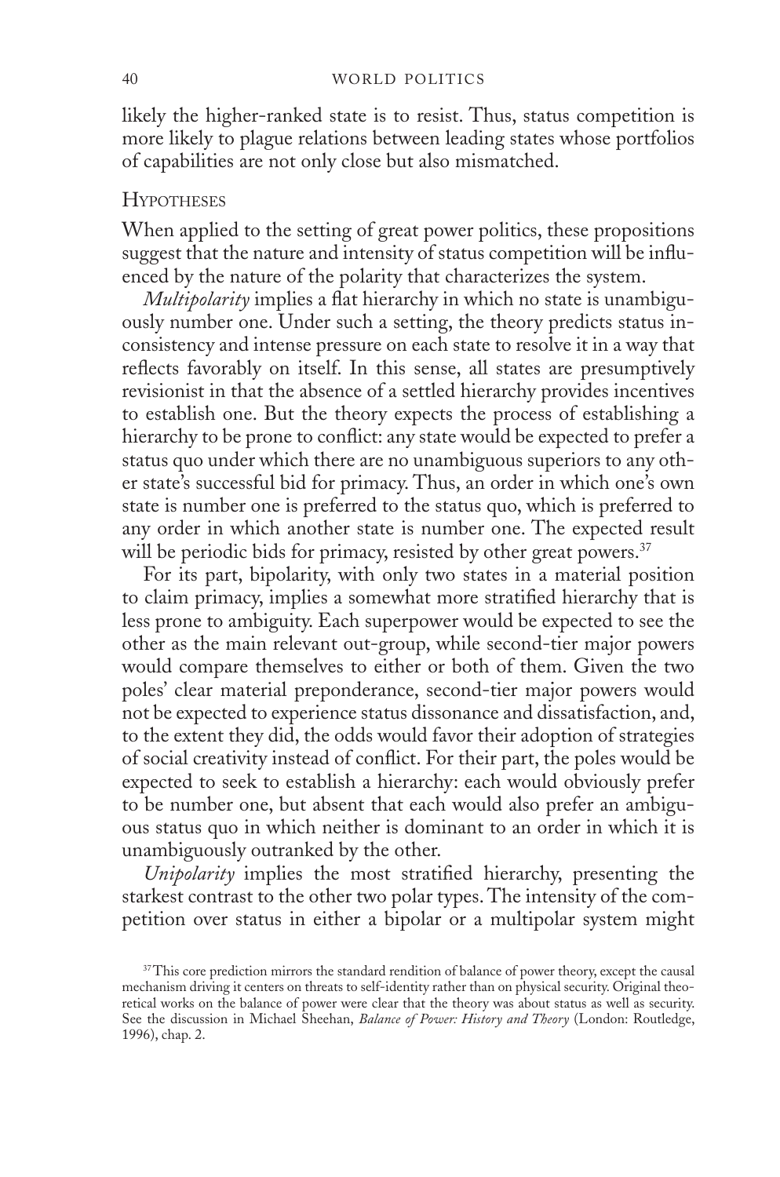likely the higher-ranked state is to resist. Thus, status competition is more likely to plague relations between leading states whose portfolios of capabilities are not only close but also mismatched.

### Hypotheses

When applied to the setting of great power politics, these propositions suggest that the nature and intensity of status competition will be influenced by the nature of the polarity that characterizes the system.

*Multipolarity* implies a flat hierarchy in which no state is unambiguously number one. Under such a setting, the theory predicts status inconsistency and intense pressure on each state to resolve it in a way that reflects favorably on itself. In this sense, all states are presumptively revisionist in that the absence of a settled hierarchy provides incentives to establish one. But the theory expects the process of establishing a hierarchy to be prone to conflict: any state would be expected to prefer a status quo under which there are no unambiguous superiors to any other state's successful bid for primacy. Thus, an order in which one's own state is number one is preferred to the status quo, which is preferred to any order in which another state is number one. The expected result will be periodic bids for primacy, resisted by other great powers.[37]

For its part, bipolarity, with only two states in a material position to claim primacy, implies a somewhat more stratified hierarchy that is less prone to ambiguity. Each superpower would be expected to see the other as the main relevant out-group, while second-tier major powers would compare themselves to either or both of them. Given the two poles' clear material preponderance, second-tier major powers would not be expected to experience status dissonance and dissatisfaction, and, to the extent they did, the odds would favor their adoption of strategies of social creativity instead of conflict. For their part, the poles would be expected to seek to establish a hierarchy: each would obviously prefer to be number one, but absent that each would also prefer an ambiguous status quo in which neither is dominant to an order in which it is unambiguously outranked by the other.

*Unipolarity* implies the most stratified hierarchy, presenting the starkest contrast to the other two polar types. The intensity of the competition over status in either a bipolar or a multipolar system might

[37] This core prediction mirrors the standard rendition of balance of power theory, except the causal mechanism driving it centers on threats to self-identity rather than on physical security. Original theoretical works on the balance of power were clear that the theory was about status as well as security. See the discussion in Michael Sheehan, *Balance of Power: History and Theory* (London: Routledge, 1996), chap. 2.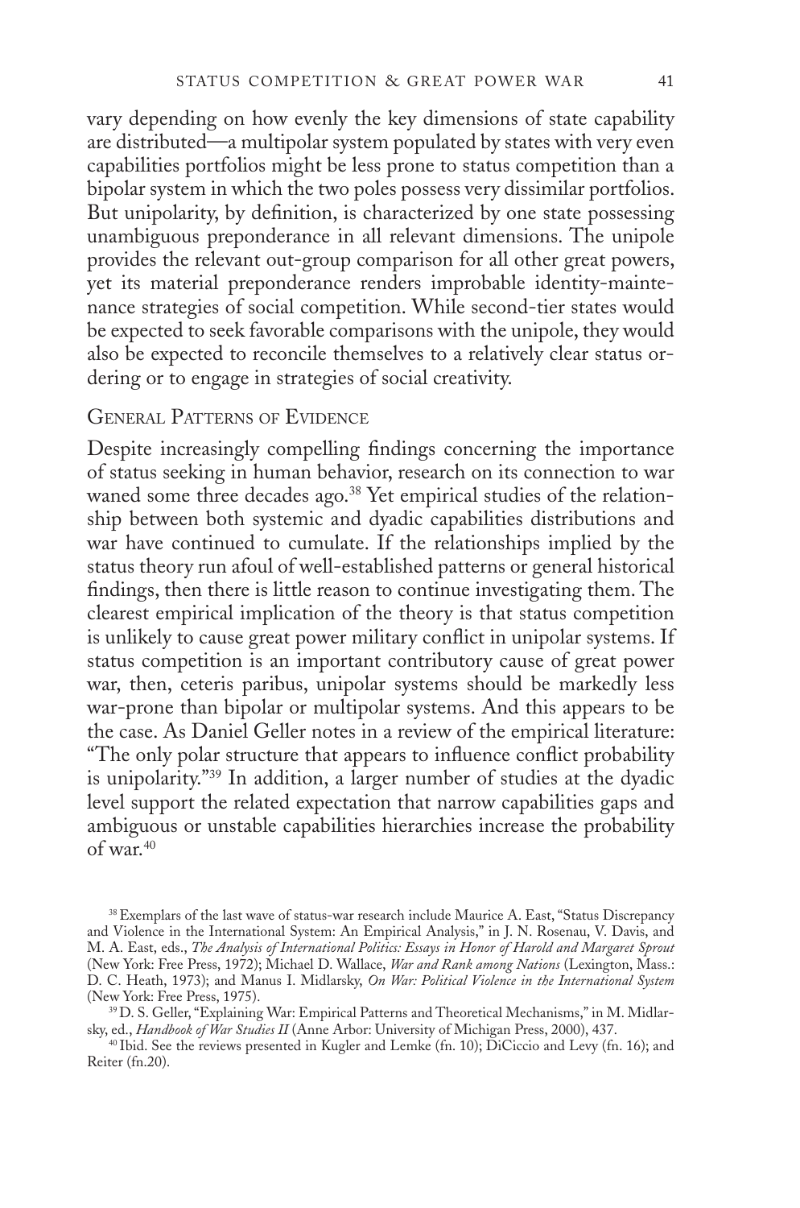vary depending on how evenly the key dimensions of state capability are distributed—a multipolar system populated by states with very even capabilities portfolios might be less prone to status competition than a bipolar system in which the two poles possess very dissimilar portfolios. But unipolarity, by definition, is characterized by one state possessing unambiguous preponderance in all relevant dimensions. The unipole provides the relevant out-group comparison for all other great powers, yet its material preponderance renders improbable identity-maintenance strategies of social competition. While second-tier states would be expected to seek favorable comparisons with the unipole, they would also be expected to reconcile themselves to a relatively clear status ordering or to engage in strategies of social creativity.

## General Patterns of Evidence

Despite increasingly compelling findings concerning the importance of status seeking in human behavior, research on its connection to war waned some three decades ago.[38] Yet empirical studies of the relationship between both systemic and dyadic capabilities distributions and war have continued to cumulate. If the relationships implied by the status theory run afoul of well-established patterns or general historical findings, then there is little reason to continue investigating them. The clearest empirical implication of the theory is that status competition is unlikely to cause great power military conflict in unipolar systems. If status competition is an important contributory cause of great power war, then, ceteris paribus, unipolar systems should be markedly less war-prone than bipolar or multipolar systems. And this appears to be the case. As Daniel Geller notes in a review of the empirical literature: "The only polar structure that appears to influence conflict probability is unipolarity."[39] In addition, a larger number of studies at the dyadic level support the related expectation that narrow capabilities gaps and ambiguous or unstable capabilities hierarchies increase the probability of war.[40]

[38] Exemplars of the last wave of status-war research include Maurice A. East, "Status Discrepancy and Violence in the International System: An Empirical Analysis," in J. N. Rosenau, V. Davis, and M. A. East, eds., *The Analysis of International Politics: Essays in Honor of Harold and Margaret Sprout* (New York: Free Press, 1972); Michael D. Wallace, *War and Rank among Nations* (Lexington, Mass.: D. C. Heath, 1973); and Manus I. Midlarsky, *On War: Political Violence in the International System* (New York: Free Press, 1975).

[39] D. S. Geller, "Explaining War: Empirical Patterns and Theoretical Mechanisms," in M. Midlarsky, ed., *Handbook of War Studies II* (Anne Arbor: University of Michigan Press, 2000), 437.

[40] Ibid. See the reviews presented in Kugler and Lemke (fn. 10); DiCiccio and Levy (fn. 16); and Reiter (fn.20).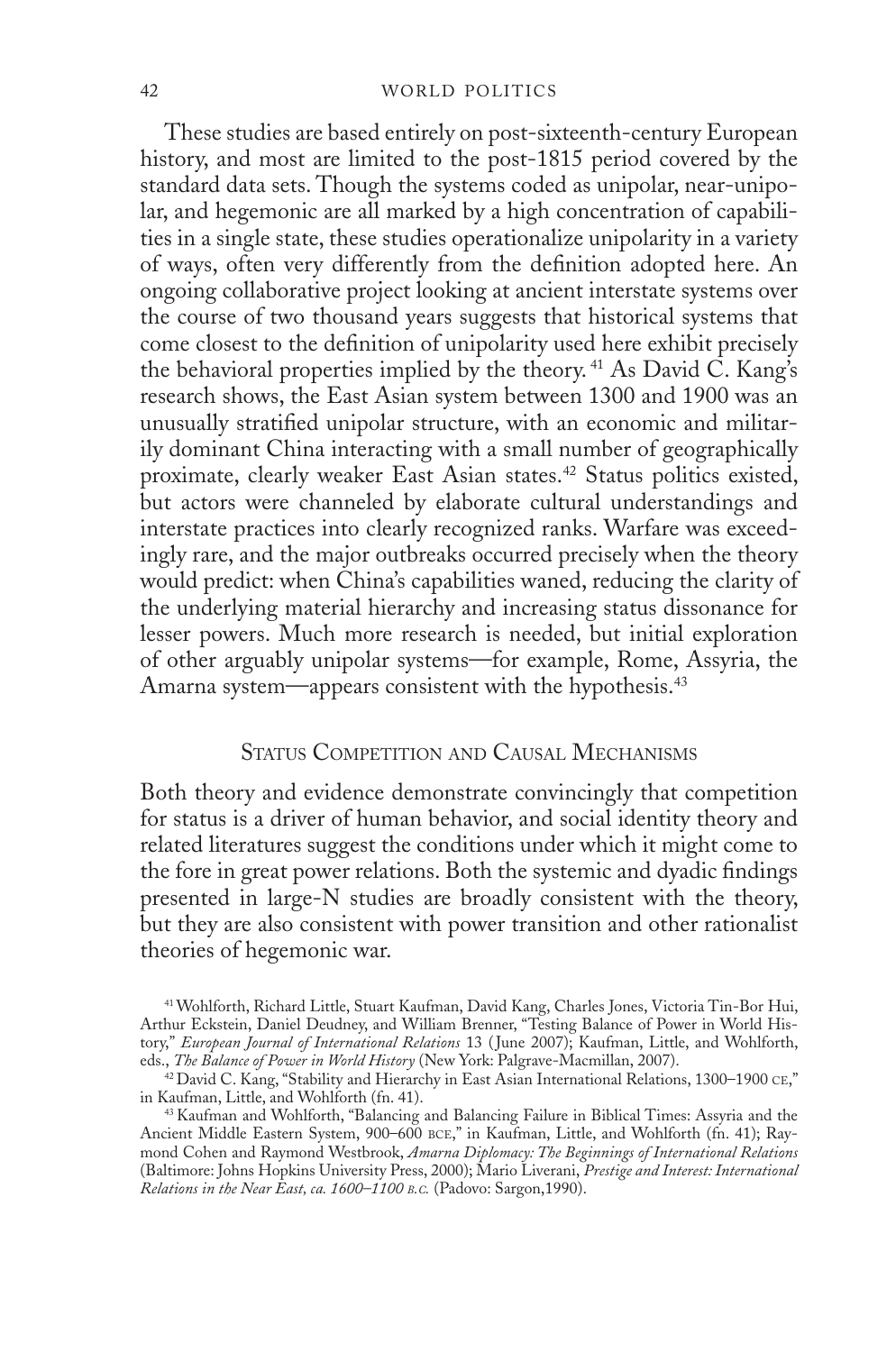These studies are based entirely on post-sixteenth-century European history, and most are limited to the post-1815 period covered by the standard data sets. Though the systems coded as unipolar, near-unipolar, and hegemonic are all marked by a high concentration of capabilities in a single state, these studies operationalize unipolarity in a variety of ways, often very differently from the definition adopted here. An ongoing collaborative project looking at ancient interstate systems over the course of two thousand years suggests that historical systems that come closest to the definition of unipolarity used here exhibit precisely the behavioral properties implied by the theory.[41] As David C. Kang's research shows, the East Asian system between 1300 and 1900 was an unusually stratified unipolar structure, with an economic and militarily dominant China interacting with a small number of geographically proximate, clearly weaker East Asian states.[42] Status politics existed, but actors were channeled by elaborate cultural understandings and interstate practices into clearly recognized ranks. Warfare was exceedingly rare, and the major outbreaks occurred precisely when the theory would predict: when China's capabilities waned, reducing the clarity of the underlying material hierarchy and increasing status dissonance for lesser powers. Much more research is needed, but initial exploration of other arguably unipolar systems—for example, Rome, Assyria, the Amarna system—appears consistent with the hypothesis.[43]

## Status Competition and Causal Mechanisms

Both theory and evidence demonstrate convincingly that competition for status is a driver of human behavior, and social identity theory and related literatures suggest the conditions under which it might come to the fore in great power relations. Both the systemic and dyadic findings presented in large-N studies are broadly consistent with the theory, but they are also consistent with power transition and other rationalist theories of hegemonic war.

[41] Wohlforth, Richard Little, Stuart Kaufman, David Kang, Charles Jones, Victoria Tin-Bor Hui, Arthur Eckstein, Daniel Deudney, and William Brenner, "Testing Balance of Power in World History," *European Journal of International Relations* 13 (June 2007); Kaufman, Little, and Wohlforth, eds., *The Balance of Power in World History* (New York: Palgrave-Macmillan, 2007).

[42] David C. Kang, "Stability and Hierarchy in East Asian International Relations, 1300–1900 CE," in Kaufman, Little, and Wohlforth (fn. 41).

[43] Kaufman and Wohlforth, "Balancing and Balancing Failure in Biblical Times: Assyria and the Ancient Middle Eastern System, 900–600 BCE," in Kaufman, Little, and Wohlforth (fn. 41); Raymond Cohen and Raymond Westbrook, *Amarna Diplomacy: The Beginnings of International Relations* (Baltimore: Johns Hopkins University Press, 2000); Mario Liverani, *Prestige and Interest: International Relations in the Near East, ca. 1600–1100 B.C.* (Padovo: Sargon,1990).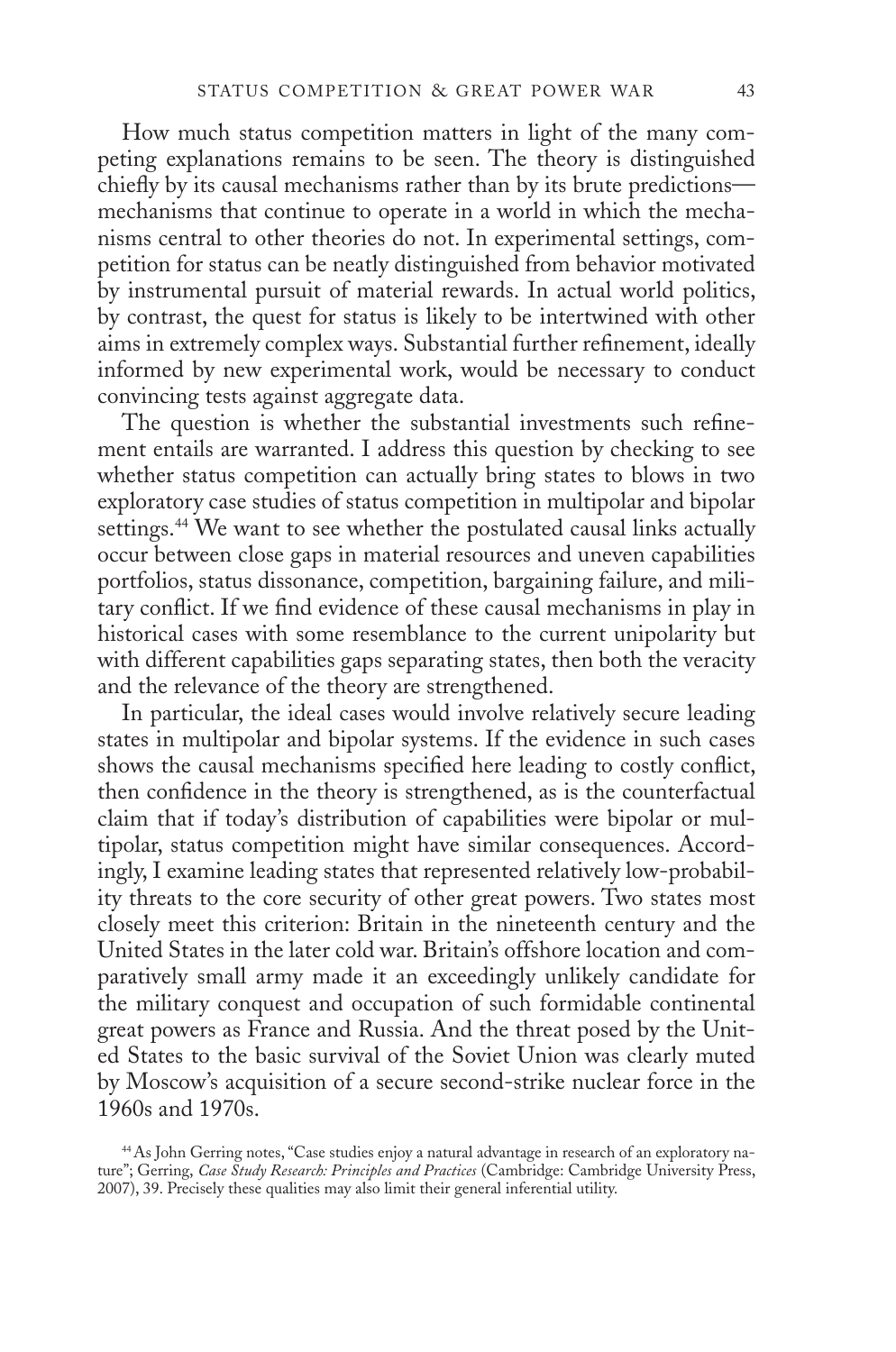How much status competition matters in light of the many competing explanations remains to be seen. The theory is distinguished chiefly by its causal mechanisms rather than by its brute predictions—mechanisms that continue to operate in a world in which the mechanisms central to other theories do not. In experimental settings, competition for status can be neatly distinguished from behavior motivated by instrumental pursuit of material rewards. In actual world politics, by contrast, the quest for status is likely to be intertwined with other aims in extremely complex ways. Substantial further refinement, ideally informed by new experimental work, would be necessary to conduct convincing tests against aggregate data.

The question is whether the substantial investments such refinement entails are warranted. I address this question by checking to see whether status competition can actually bring states to blows in two exploratory case studies of status competition in multipolar and bipolar settings.[44] We want to see whether the postulated causal links actually occur between close gaps in material resources and uneven capabilities portfolios, status dissonance, competition, bargaining failure, and military conflict. If we find evidence of these causal mechanisms in play in historical cases with some resemblance to the current unipolarity but with different capabilities gaps separating states, then both the veracity and the relevance of the theory are strengthened.

In particular, the ideal cases would involve relatively secure leading states in multipolar and bipolar systems. If the evidence in such cases shows the causal mechanisms specified here leading to costly conflict, then confidence in the theory is strengthened, as is the counterfactual claim that if today's distribution of capabilities were bipolar or multipolar, status competition might have similar consequences. Accordingly, I examine leading states that represented relatively low-probability threats to the core security of other great powers. Two states most closely meet this criterion: Britain in the nineteenth century and the United States in the later cold war. Britain's offshore location and comparatively small army made it an exceedingly unlikely candidate for the military conquest and occupation of such formidable continental great powers as France and Russia. And the threat posed by the United States to the basic survival of the Soviet Union was clearly muted by Moscow's acquisition of a secure second-strike nuclear force in the 1960s and 1970s.

[44] As John Gerring notes, "Case studies enjoy a natural advantage in research of an exploratory nature"; Gerring, *Case Study Research: Principles and Practices* (Cambridge: Cambridge University Press, 2007), 39. Precisely these qualities may also limit their general inferential utility.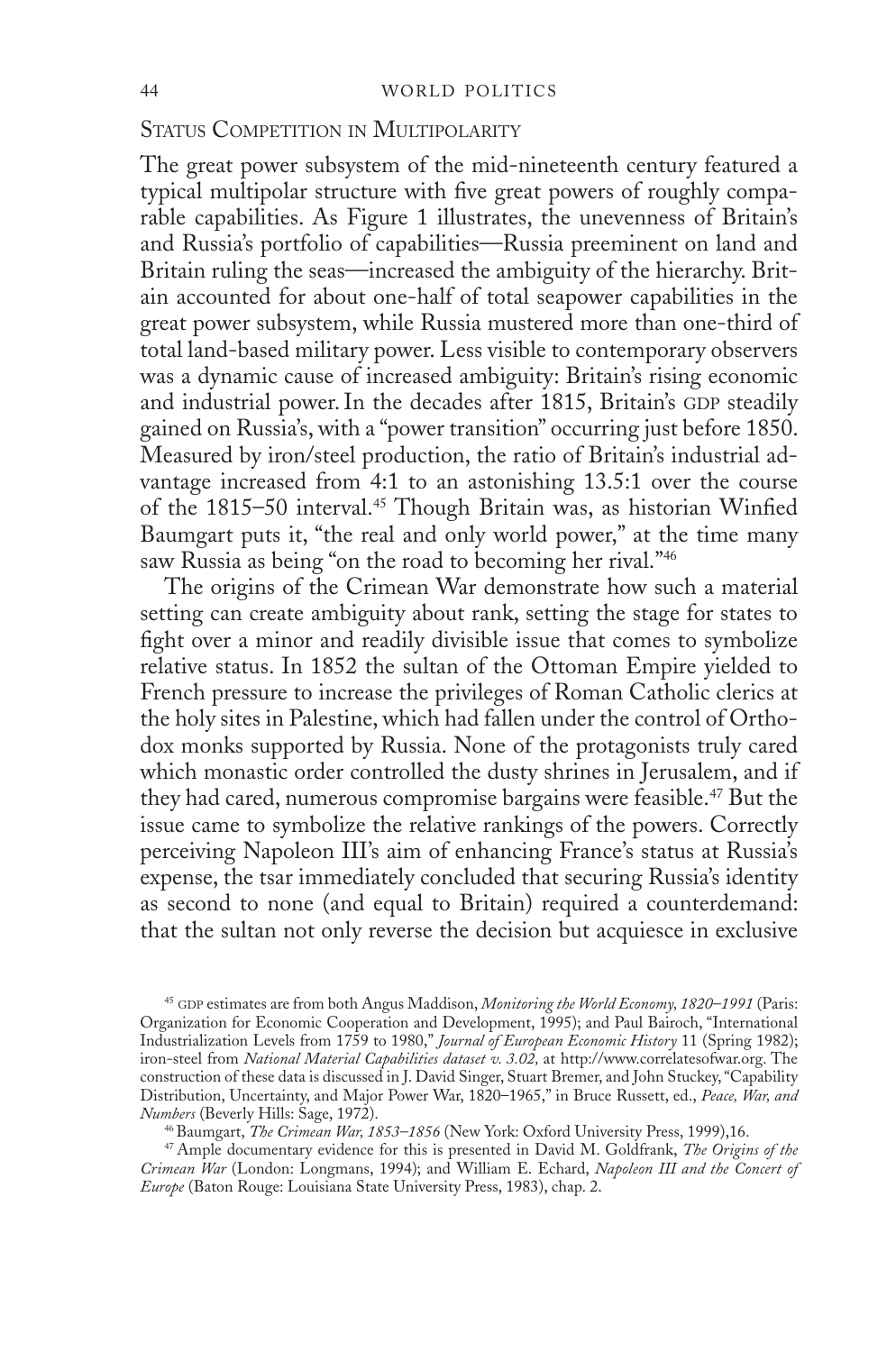## Status Competition in Multipolarity

The great power subsystem of the mid-nineteenth century featured a typical multipolar structure with five great powers of roughly comparable capabilities. As Figure 1 illustrates, the unevenness of Britain's and Russia's portfolio of capabilities—Russia preeminent on land and Britain ruling the seas—increased the ambiguity of the hierarchy. Britain accounted for about one-half of total seapower capabilities in the great power subsystem, while Russia mustered more than one-third of total land-based military power. Less visible to contemporary observers was a dynamic cause of increased ambiguity: Britain's rising economic and industrial power. In the decades after 1815, Britain's GDP steadily gained on Russia's, with a "power transition" occurring just before 1850. Measured by iron/steel production, the ratio of Britain's industrial advantage increased from 4:1 to an astonishing 13.5:1 over the course of the 1815–50 interval.[45] Though Britain was, as historian Winfied Baumgart puts it, "the real and only world power," at the time many saw Russia as being "on the road to becoming her rival."[46]

The origins of the Crimean War demonstrate how such a material setting can create ambiguity about rank, setting the stage for states to fight over a minor and readily divisible issue that comes to symbolize relative status. In 1852 the sultan of the Ottoman Empire yielded to French pressure to increase the privileges of Roman Catholic clerics at the holy sites in Palestine, which had fallen under the control of Orthodox monks supported by Russia. None of the protagonists truly cared which monastic order controlled the dusty shrines in Jerusalem, and if they had cared, numerous compromise bargains were feasible.[47] But the issue came to symbolize the relative rankings of the powers. Correctly perceiving Napoleon III's aim of enhancing France's status at Russia's expense, the tsar immediately concluded that securing Russia's identity as second to none (and equal to Britain) required a counterdemand: that the sultan not only reverse the decision but acquiesce in exclusive

[45] GDP estimates are from both Angus Maddison, *Monitoring the World Economy, 1820–1991* (Paris: Organization for Economic Cooperation and Development, 1995); and Paul Bairoch, "International Industrialization Levels from 1759 to 1980," *Journal of European Economic History* 11 (Spring 1982); iron-steel from *National Material Capabilities dataset v. 3.02,* at http://www.correlatesofwar.org. The construction of these data is discussed in J. David Singer, Stuart Bremer, and John Stuckey, "Capability Distribution, Uncertainty, and Major Power War, 1820–1965," in Bruce Russett, ed., *Peace, War, and Numbers* (Beverly Hills: Sage, 1972).

[46] Baumgart, *The Crimean War, 1853–1856* (New York: Oxford University Press, 1999),16.

[47] Ample documentary evidence for this is presented in David M. Goldfrank, *The Origins of the Crimean War* (London: Longmans, 1994); and William E. Echard, *Napoleon III and the Concert of Europe* (Baton Rouge: Louisiana State University Press, 1983), chap. 2.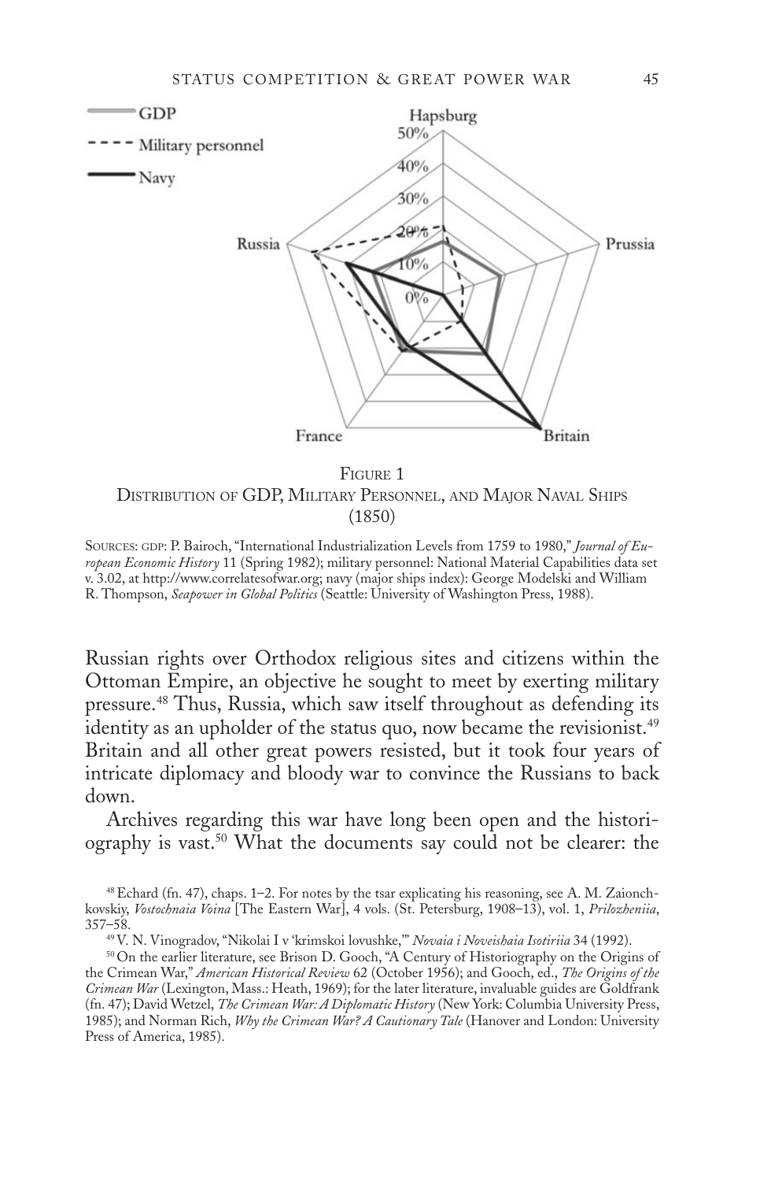Figure 1
Distribution of GDP, Military Personnel, and Major Naval Ships (1850)

Sources: gdp: P. Bairoch, "International Industrialization Levels from 1759 to 1980," *Journal of European Economic History* 11 (Spring 1982); military personnel: National Material Capabilities data set v. 3.02, at http://www.correlatesofwar.org; navy (major ships index): George Modelski and William R. Thompson, *Seapower in Global Politics* (Seattle: University of Washington Press, 1988).

Russian rights over Orthodox religious sites and citizens within the Ottoman Empire, an objective he sought to meet by exerting military pressure.[48] Thus, Russia, which saw itself throughout as defending its identity as an upholder of the status quo, now became the revisionist.[49] Britain and all other great powers resisted, but it took four years of intricate diplomacy and bloody war to convince the Russians to back down.

Archives regarding this war have long been open and the historiography is vast.[50] What the documents say could not be clearer: the

[48] Echard (fn. 47), chaps. 1–2. For notes by the tsar explicating his reasoning, see A. M. Zaionchkovskiy, *Vostochnaia Voina* [The Eastern War], 4 vols. (St. Petersburg, 1908–13), vol. 1, *Prilozheniia*, 357–58.

[49] V. N. Vinogradov, "Nikolai I v 'krimskoi lovushke,'" *Novaia i Noveishaia Isotiriia* 34 (1992).

[50] On the earlier literature, see Brison D. Gooch, "A Century of Historiography on the Origins of the Crimean War," *American Historical Review* 62 (October 1956); and Gooch, ed., *The Origins of the Crimean War* (Lexington, Mass.: Heath, 1969); for the later literature, invaluable guides are Goldfrank (fn. 47); David Wetzel, *The Crimean War: A Diplomatic History* (New York: Columbia University Press, 1985); and Norman Rich, *Why the Crimean War? A Cautionary Tale* (Hanover and London: University Press of America, 1985).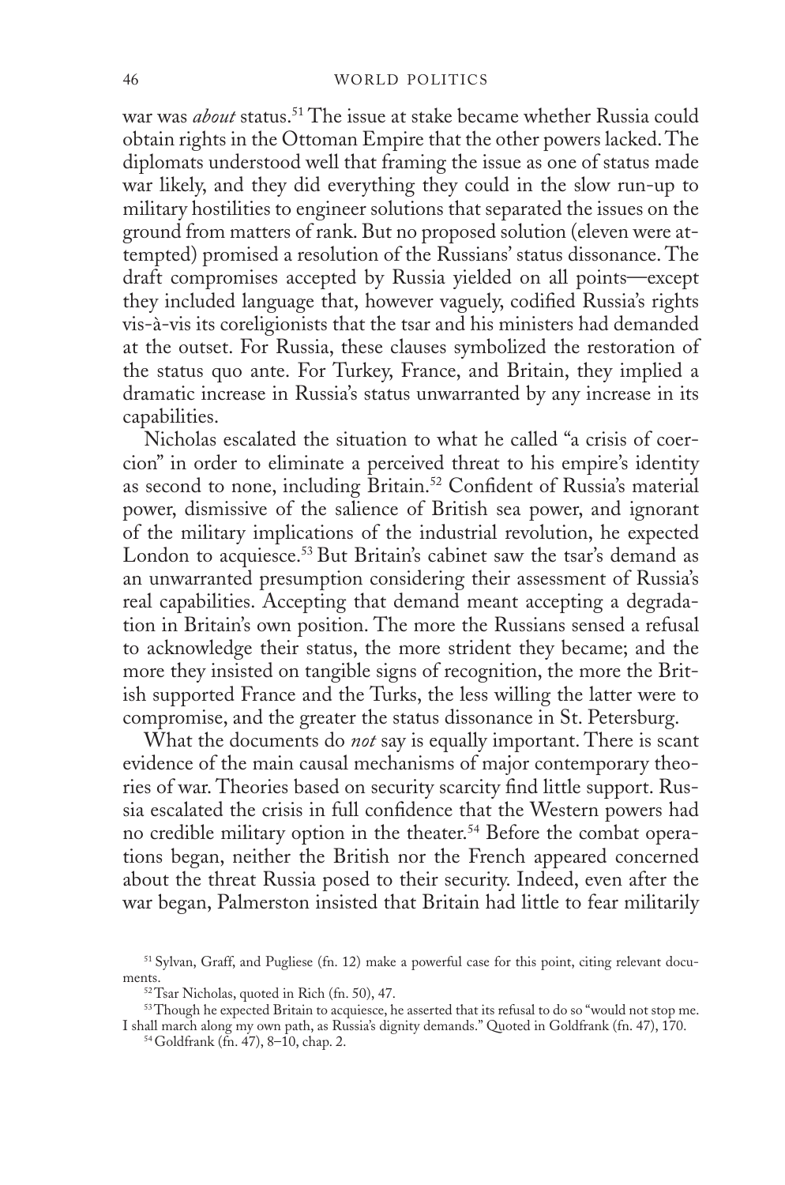war was *about* status.[51] The issue at stake became whether Russia could obtain rights in the Ottoman Empire that the other powers lacked. The diplomats understood well that framing the issue as one of status made war likely, and they did everything they could in the slow run-up to military hostilities to engineer solutions that separated the issues on the ground from matters of rank. But no proposed solution (eleven were attempted) promised a resolution of the Russians' status dissonance. The draft compromises accepted by Russia yielded on all points—except they included language that, however vaguely, codified Russia's rights vis-à-vis its coreligionists that the tsar and his ministers had demanded at the outset. For Russia, these clauses symbolized the restoration of the status quo ante. For Turkey, France, and Britain, they implied a dramatic increase in Russia's status unwarranted by any increase in its capabilities.

Nicholas escalated the situation to what he called "a crisis of coercion" in order to eliminate a perceived threat to his empire's identity as second to none, including Britain.[52] Confident of Russia's material power, dismissive of the salience of British sea power, and ignorant of the military implications of the industrial revolution, he expected London to acquiesce.[53] But Britain's cabinet saw the tsar's demand as an unwarranted presumption considering their assessment of Russia's real capabilities. Accepting that demand meant accepting a degradation in Britain's own position. The more the Russians sensed a refusal to acknowledge their status, the more strident they became; and the more they insisted on tangible signs of recognition, the more the British supported France and the Turks, the less willing the latter were to compromise, and the greater the status dissonance in St. Petersburg.

What the documents do *not* say is equally important. There is scant evidence of the main causal mechanisms of major contemporary theories of war. Theories based on security scarcity find little support. Russia escalated the crisis in full confidence that the Western powers had no credible military option in the theater.[54] Before the combat operations began, neither the British nor the French appeared concerned about the threat Russia posed to their security. Indeed, even after the war began, Palmerston insisted that Britain had little to fear militarily

[51] Sylvan, Graff, and Pugliese (fn. 12) make a powerful case for this point, citing relevant documents.

[52] Tsar Nicholas, quoted in Rich (fn. 50), 47.

[53] Though he expected Britain to acquiesce, he asserted that its refusal to do so "would not stop me. I shall march along my own path, as Russia's dignity demands." Quoted in Goldfrank (fn. 47), 170.

[54] Goldfrank (fn. 47), 8–10, chap. 2.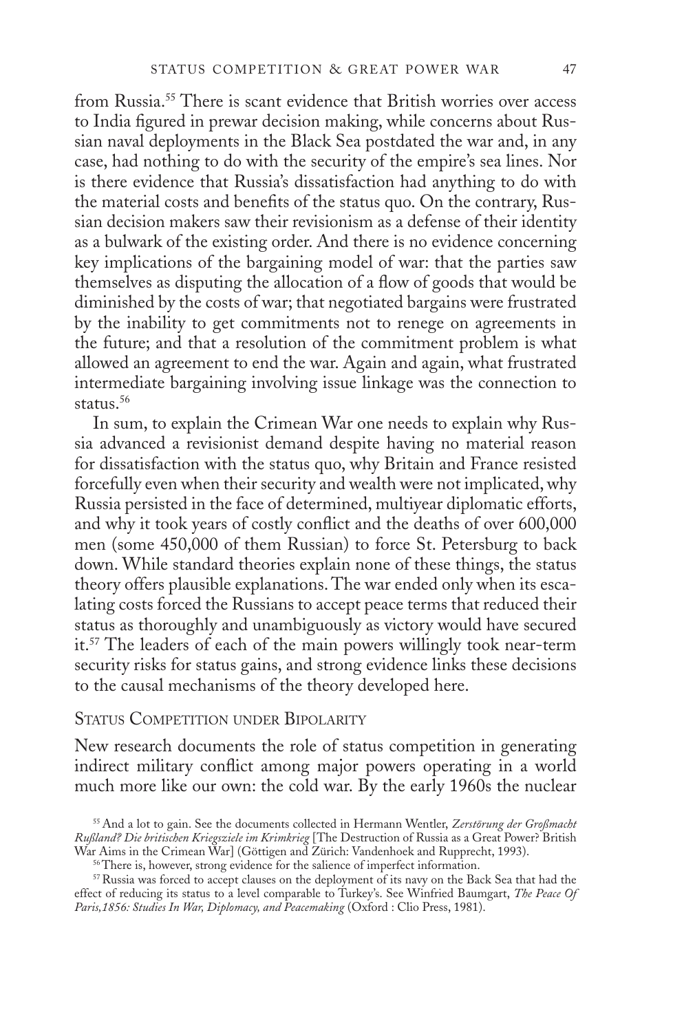from Russia.[55] There is scant evidence that British worries over access to India figured in prewar decision making, while concerns about Russian naval deployments in the Black Sea postdated the war and, in any case, had nothing to do with the security of the empire's sea lines. Nor is there evidence that Russia's dissatisfaction had anything to do with the material costs and benefits of the status quo. On the contrary, Russian decision makers saw their revisionism as a defense of their identity as a bulwark of the existing order. And there is no evidence concerning key implications of the bargaining model of war: that the parties saw themselves as disputing the allocation of a flow of goods that would be diminished by the costs of war; that negotiated bargains were frustrated by the inability to get commitments not to renege on agreements in the future; and that a resolution of the commitment problem is what allowed an agreement to end the war. Again and again, what frustrated intermediate bargaining involving issue linkage was the connection to status.[56]

In sum, to explain the Crimean War one needs to explain why Russia advanced a revisionist demand despite having no material reason for dissatisfaction with the status quo, why Britain and France resisted forcefully even when their security and wealth were not implicated, why Russia persisted in the face of determined, multiyear diplomatic efforts, and why it took years of costly conflict and the deaths of over 600,000 men (some 450,000 of them Russian) to force St. Petersburg to back down. While standard theories explain none of these things, the status theory offers plausible explanations. The war ended only when its escalating costs forced the Russians to accept peace terms that reduced their status as thoroughly and unambiguously as victory would have secured it.[57] The leaders of each of the main powers willingly took near-term security risks for status gains, and strong evidence links these decisions to the causal mechanisms of the theory developed here.

## Status Competition under Bipolarity

New research documents the role of status competition in generating indirect military conflict among major powers operating in a world much more like our own: the cold war. By the early 1960s the nuclear

[55] And a lot to gain. See the documents collected in Hermann Wentler, *Zerstörung der Großmacht Rußland? Die britischen Kriegsziele im Krimkrieg* [The Destruction of Russia as a Great Power? British War Aims in the Crimean War] (Göttigen and Zürich: Vandenhoek and Rupprecht, 1993).

[56] There is, however, strong evidence for the salience of imperfect information.

[57] Russia was forced to accept clauses on the deployment of its navy on the Back Sea that had the effect of reducing its status to a level comparable to Turkey's. See Winfried Baumgart, *The Peace Of Paris,1856: Studies In War, Diplomacy, and Peacemaking* (Oxford : Clio Press, 1981).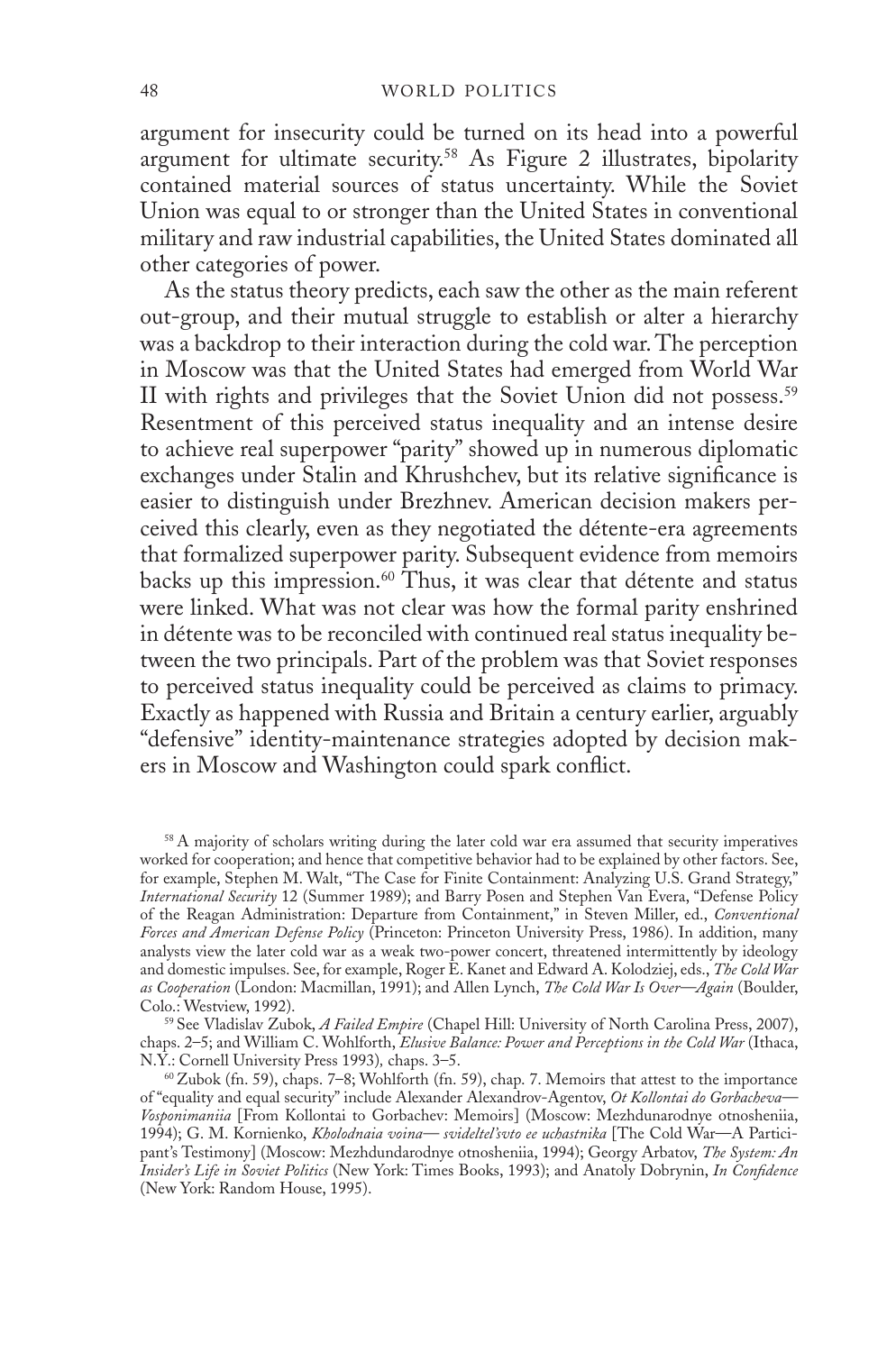argument for insecurity could be turned on its head into a powerful argument for ultimate security.[58] As Figure 2 illustrates, bipolarity contained material sources of status uncertainty. While the Soviet Union was equal to or stronger than the United States in conventional military and raw industrial capabilities, the United States dominated all other categories of power.

As the status theory predicts, each saw the other as the main referent out-group, and their mutual struggle to establish or alter a hierarchy was a backdrop to their interaction during the cold war. The perception in Moscow was that the United States had emerged from World War II with rights and privileges that the Soviet Union did not possess.[59] Resentment of this perceived status inequality and an intense desire to achieve real superpower "parity" showed up in numerous diplomatic exchanges under Stalin and Khrushchev, but its relative significance is easier to distinguish under Brezhnev. American decision makers perceived this clearly, even as they negotiated the détente-era agreements that formalized superpower parity. Subsequent evidence from memoirs backs up this impression.[60] Thus, it was clear that détente and status were linked. What was not clear was how the formal parity enshrined in détente was to be reconciled with continued real status inequality between the two principals. Part of the problem was that Soviet responses to perceived status inequality could be perceived as claims to primacy. Exactly as happened with Russia and Britain a century earlier, arguably "defensive" identity-maintenance strategies adopted by decision makers in Moscow and Washington could spark conflict.

[58] A majority of scholars writing during the later cold war era assumed that security imperatives worked for cooperation; and hence that competitive behavior had to be explained by other factors. See, for example, Stephen M. Walt, "The Case for Finite Containment: Analyzing U.S. Grand Strategy," *International Security* 12 (Summer 1989); and Barry Posen and Stephen Van Evera, "Defense Policy of the Reagan Administration: Departure from Containment," in Steven Miller, ed., *Conventional Forces and American Defense Policy* (Princeton: Princeton University Press, 1986). In addition, many analysts view the later cold war as a weak two-power concert, threatened intermittently by ideology and domestic impulses. See, for example, Roger E. Kanet and Edward A. Kolodziej, eds., *The Cold War as Cooperation* (London: Macmillan, 1991); and Allen Lynch, *The Cold War Is Over—Again* (Boulder, Colo.: Westview, 1992).

[59] See Vladislav Zubok, *A Failed Empire* (Chapel Hill: University of North Carolina Press, 2007), chaps. 2–5; and William C. Wohlforth, *Elusive Balance: Power and Perceptions in the Cold War* (Ithaca, N.Y.: Cornell University Press 1993), chaps. 3–5.

[60] Zubok (fn. 59), chaps. 7–8; Wohlforth (fn. 59), chap. 7. Memoirs that attest to the importance of "equality and equal security" include Alexander Alexandrov-Agentov, *Ot Kollontai do Gorbacheva—Vosponimaniia* [From Kollontai to Gorbachev: Memoirs] (Moscow: Mezhdunarodnye otnosheniia, 1994); G. M. Kornienko, *Kholodnaia voina— svideltel'svto ee uchastnika* [The Cold War—A Participant's Testimony] (Moscow: Mezhdundarodnye otnosheniia, 1994); Georgy Arbatov, *The System: An Insider's Life in Soviet Politics* (New York: Times Books, 1993); and Anatoly Dobrynin, *In Confidence* (New York: Random House, 1995).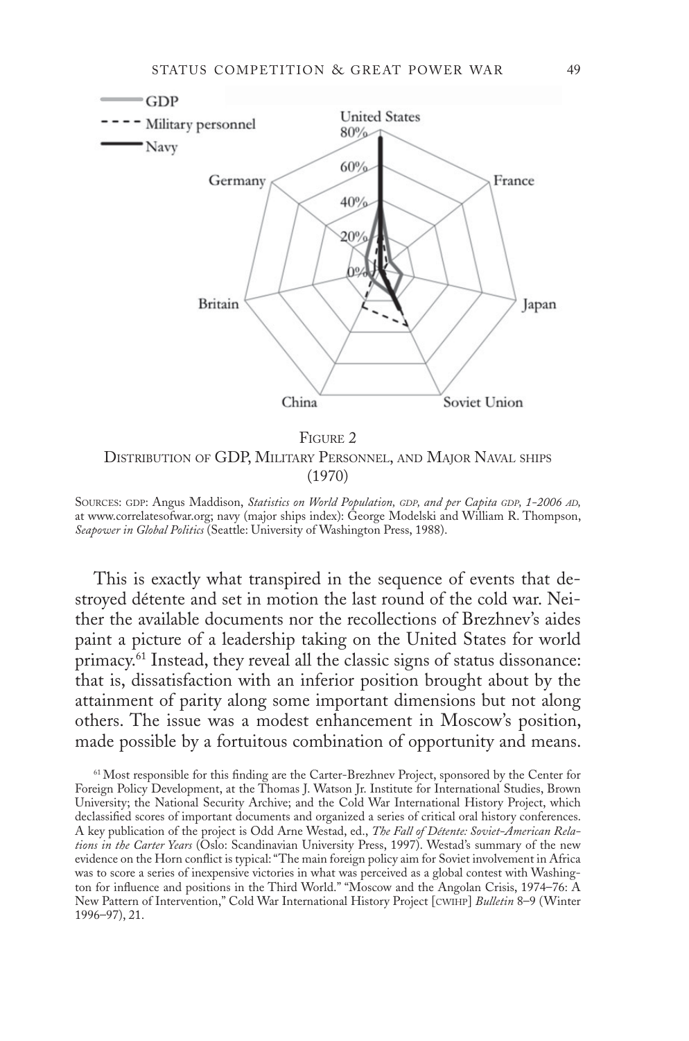FIGURE 2
DISTRIBUTION OF GDP, MILITARY PERSONNEL, AND MAJOR NAVAL SHIPS (1970)

SOURCES: GDP: Angus Maddison, *Statistics on World Population, GDP, and per Capita GDP, 1-2006 AD,* at www.correlatesofwar.org; navy (major ships index): George Modelski and William R. Thompson, *Seapower in Global Politics* (Seattle: University of Washington Press, 1988).

This is exactly what transpired in the sequence of events that destroyed détente and set in motion the last round of the cold war. Neither the available documents nor the recollections of Brezhnev's aides paint a picture of a leadership taking on the United States for world primacy.[61] Instead, they reveal all the classic signs of status dissonance: that is, dissatisfaction with an inferior position brought about by the attainment of parity along some important dimensions but not along others. The issue was a modest enhancement in Moscow's position, made possible by a fortuitous combination of opportunity and means.

[61] Most responsible for this finding are the Carter-Brezhnev Project, sponsored by the Center for Foreign Policy Development, at the Thomas J. Watson Jr. Institute for International Studies, Brown University; the National Security Archive; and the Cold War International History Project, which declassified scores of important documents and organized a series of critical oral history conferences. A key publication of the project is Odd Arne Westad, ed., *The Fall of Détente: Soviet-American Relations in the Carter Years* (Oslo: Scandinavian University Press, 1997). Westad's summary of the new evidence on the Horn conflict is typical: "The main foreign policy aim for Soviet involvement in Africa was to score a series of inexpensive victories in what was perceived as a global contest with Washington for influence and positions in the Third World." "Moscow and the Angolan Crisis, 1974–76: A New Pattern of Intervention," Cold War International History Project [CWIHP] *Bulletin* 8–9 (Winter 1996–97), 21.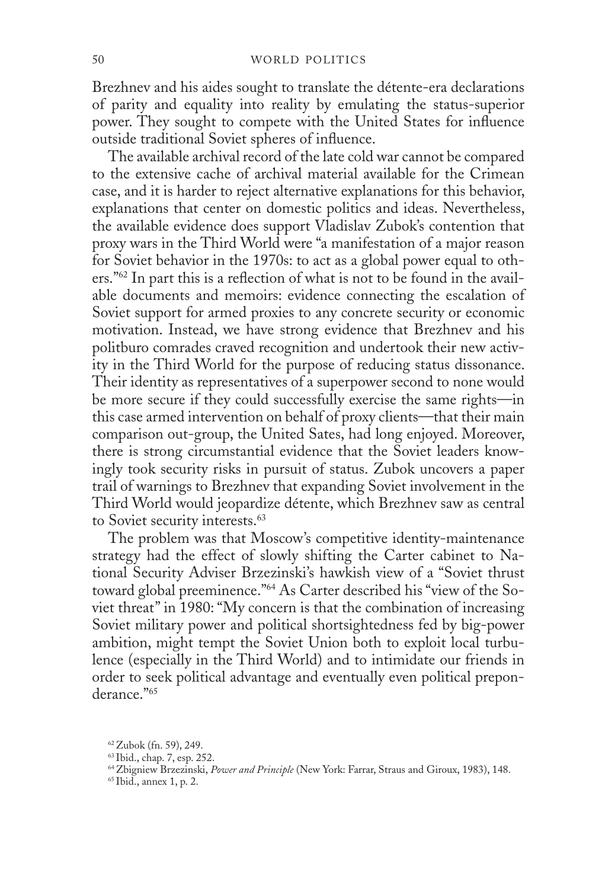Brezhnev and his aides sought to translate the détente-era declarations of parity and equality into reality by emulating the status-superior power. They sought to compete with the United States for influence outside traditional Soviet spheres of influence.

The available archival record of the late cold war cannot be compared to the extensive cache of archival material available for the Crimean case, and it is harder to reject alternative explanations for this behavior, explanations that center on domestic politics and ideas. Nevertheless, the available evidence does support Vladislav Zubok's contention that proxy wars in the Third World were "a manifestation of a major reason for Soviet behavior in the 1970s: to act as a global power equal to others."[62] In part this is a reflection of what is not to be found in the available documents and memoirs: evidence connecting the escalation of Soviet support for armed proxies to any concrete security or economic motivation. Instead, we have strong evidence that Brezhnev and his politburo comrades craved recognition and undertook their new activity in the Third World for the purpose of reducing status dissonance. Their identity as representatives of a superpower second to none would be more secure if they could successfully exercise the same rights—in this case armed intervention on behalf of proxy clients—that their main comparison out-group, the United Sates, had long enjoyed. Moreover, there is strong circumstantial evidence that the Soviet leaders knowingly took security risks in pursuit of status. Zubok uncovers a paper trail of warnings to Brezhnev that expanding Soviet involvement in the Third World would jeopardize détente, which Brezhnev saw as central to Soviet security interests.[63]

The problem was that Moscow's competitive identity-maintenance strategy had the effect of slowly shifting the Carter cabinet to National Security Adviser Brzezinski's hawkish view of a "Soviet thrust toward global preeminence."[64] As Carter described his "view of the Soviet threat" in 1980: "My concern is that the combination of increasing Soviet military power and political shortsightedness fed by big-power ambition, might tempt the Soviet Union both to exploit local turbulence (especially in the Third World) and to intimidate our friends in order to seek political advantage and eventually even political preponderance."[65]

[62] Zubok (fn. 59), 249.

[63] Ibid., chap. 7, esp. 252.

[64] Zbigniew Brzezinski, *Power and Principle* (New York: Farrar, Straus and Giroux, 1983), 148.

[65] Ibid., annex 1, p. 2.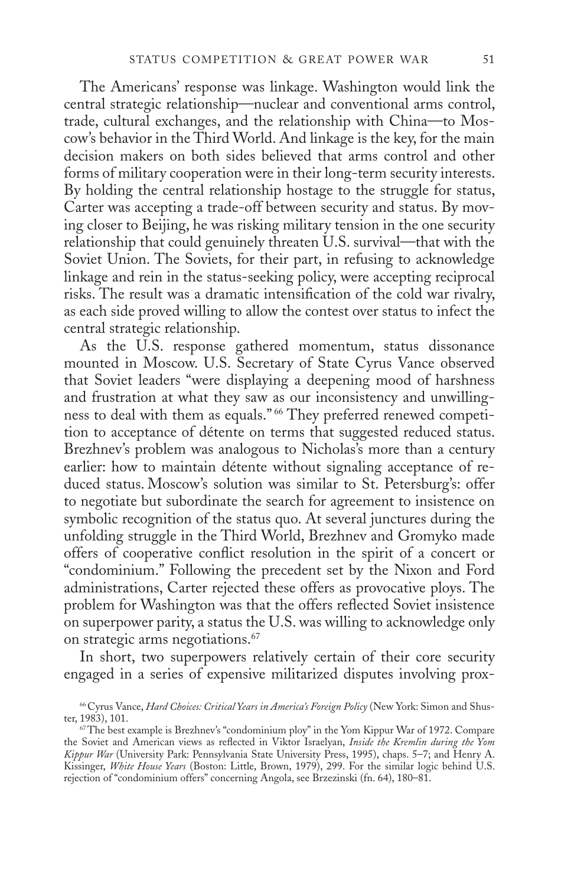The Americans' response was linkage. Washington would link the central strategic relationship—nuclear and conventional arms control, trade, cultural exchanges, and the relationship with China—to Moscow's behavior in the Third World. And linkage is the key, for the main decision makers on both sides believed that arms control and other forms of military cooperation were in their long-term security interests. By holding the central relationship hostage to the struggle for status, Carter was accepting a trade-off between security and status. By moving closer to Beijing, he was risking military tension in the one security relationship that could genuinely threaten U.S. survival—that with the Soviet Union. The Soviets, for their part, in refusing to acknowledge linkage and rein in the status-seeking policy, were accepting reciprocal risks. The result was a dramatic intensification of the cold war rivalry, as each side proved willing to allow the contest over status to infect the central strategic relationship.

As the U.S. response gathered momentum, status dissonance mounted in Moscow. U.S. Secretary of State Cyrus Vance observed that Soviet leaders "were displaying a deepening mood of harshness and frustration at what they saw as our inconsistency and unwillingness to deal with them as equals."[66] They preferred renewed competition to acceptance of détente on terms that suggested reduced status. Brezhnev's problem was analogous to Nicholas's more than a century earlier: how to maintain détente without signaling acceptance of reduced status. Moscow's solution was similar to St. Petersburg's: offer to negotiate but subordinate the search for agreement to insistence on symbolic recognition of the status quo. At several junctures during the unfolding struggle in the Third World, Brezhnev and Gromyko made offers of cooperative conflict resolution in the spirit of a concert or "condominium." Following the precedent set by the Nixon and Ford administrations, Carter rejected these offers as provocative ploys. The problem for Washington was that the offers reflected Soviet insistence on superpower parity, a status the U.S. was willing to acknowledge only on strategic arms negotiations.[67]

In short, two superpowers relatively certain of their core security engaged in a series of expensive militarized disputes involving prox-

[66] Cyrus Vance, *Hard Choices: Critical Years in America's Foreign Policy* (New York: Simon and Shuster, 1983), 101.

[67] The best example is Brezhnev's "condominium ploy" in the Yom Kippur War of 1972. Compare the Soviet and American views as reflected in Viktor Israelyan, *Inside the Kremlin during the Yom Kippur War* (University Park: Pennsylvania State University Press, 1995), chaps. 5–7; and Henry A. Kissinger, *White House Years* (Boston: Little, Brown, 1979), 299. For the similar logic behind U.S. rejection of "condominium offers" concerning Angola, see Brzezinski (fn. 64), 180–81.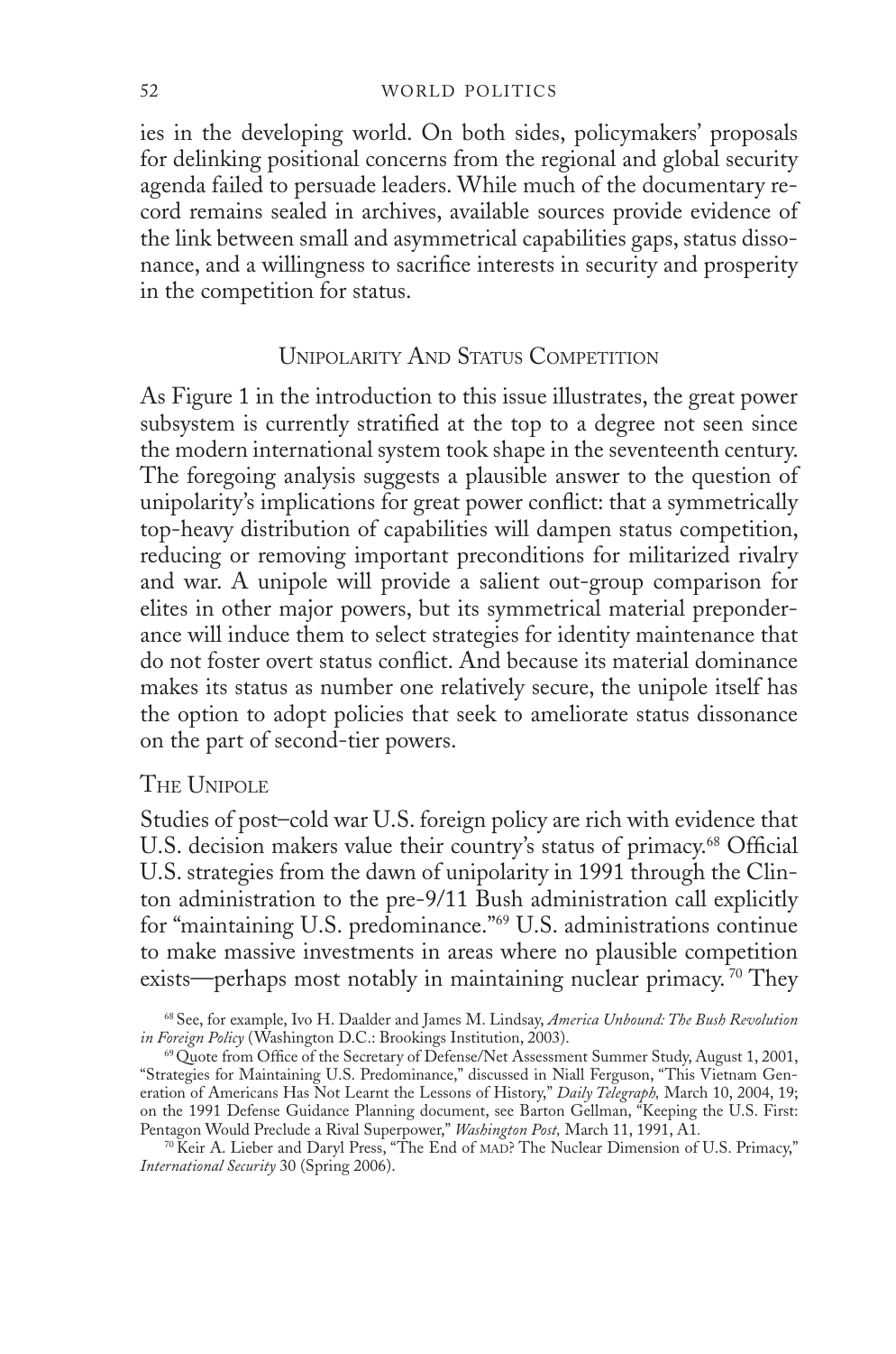ies in the developing world. On both sides, policymakers' proposals for delinking positional concerns from the regional and global security agenda failed to persuade leaders. While much of the documentary record remains sealed in archives, available sources provide evidence of the link between small and asymmetrical capabilities gaps, status dissonance, and a willingness to sacrifice interests in security and prosperity in the competition for status.

## Unipolarity And Status Competition

As Figure 1 in the introduction to this issue illustrates, the great power subsystem is currently stratified at the top to a degree not seen since the modern international system took shape in the seventeenth century. The foregoing analysis suggests a plausible answer to the question of unipolarity's implications for great power conflict: that a symmetrically top-heavy distribution of capabilities will dampen status competition, reducing or removing important preconditions for militarized rivalry and war. A unipole will provide a salient out-group comparison for elites in other major powers, but its symmetrical material preponderance will induce them to select strategies for identity maintenance that do not foster overt status conflict. And because its material dominance makes its status as number one relatively secure, the unipole itself has the option to adopt policies that seek to ameliorate status dissonance on the part of second-tier powers.

### The Unipole

Studies of post–cold war U.S. foreign policy are rich with evidence that U.S. decision makers value their country's status of primacy.[68] Official U.S. strategies from the dawn of unipolarity in 1991 through the Clinton administration to the pre-9/11 Bush administration call explicitly for "maintaining U.S. predominance."[69] U.S. administrations continue to make massive investments in areas where no plausible competition exists—perhaps most notably in maintaining nuclear primacy.[70] They

[68] See, for example, Ivo H. Daalder and James M. Lindsay, *America Unbound: The Bush Revolution in Foreign Policy* (Washington D.C.: Brookings Institution, 2003).

[69] Quote from Office of the Secretary of Defense/Net Assessment Summer Study, August 1, 2001, "Strategies for Maintaining U.S. Predominance," discussed in Niall Ferguson, "This Vietnam Generation of Americans Has Not Learnt the Lessons of History," *Daily Telegraph,* March 10, 2004, 19; on the 1991 Defense Guidance Planning document, see Barton Gellman, "Keeping the U.S. First: Pentagon Would Preclude a Rival Superpower," *Washington Post,* March 11, 1991, A1.

[70] Keir A. Lieber and Daryl Press, "The End of MAD? The Nuclear Dimension of U.S. Primacy," *International Security* 30 (Spring 2006).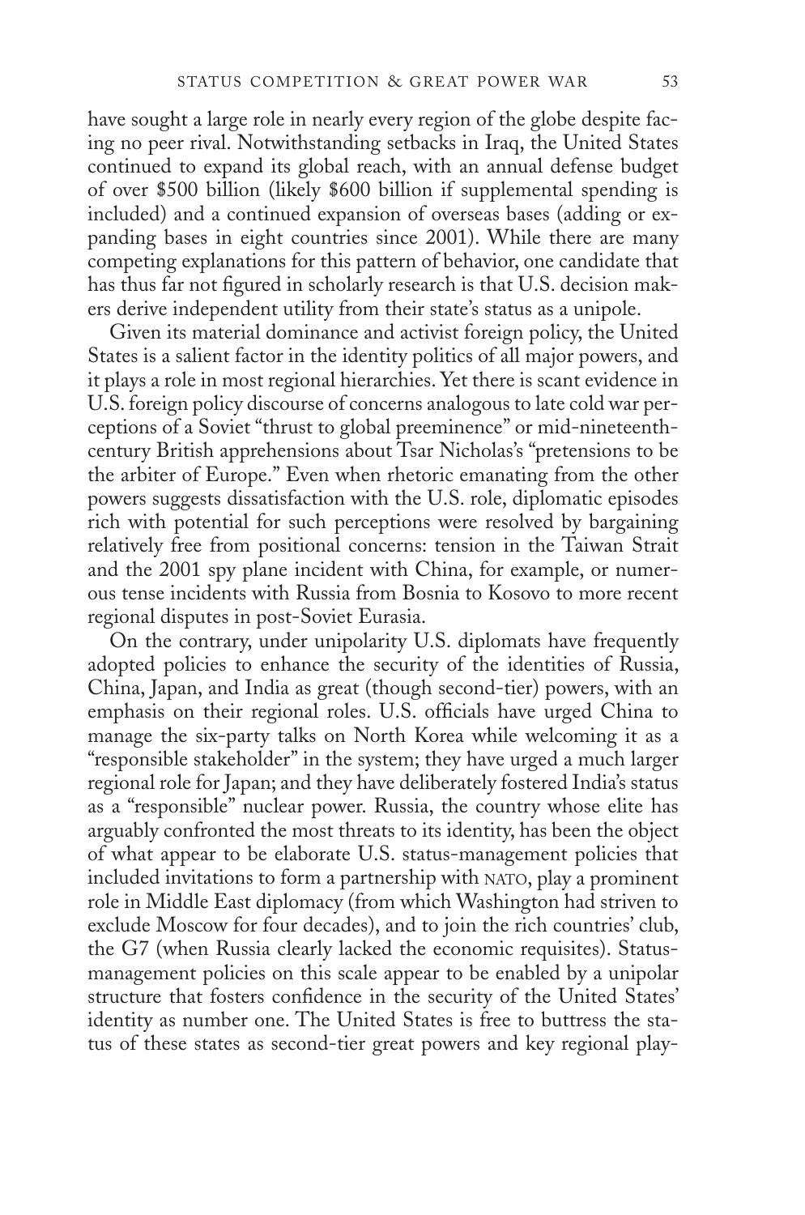have sought a large role in nearly every region of the globe despite facing no peer rival. Notwithstanding setbacks in Iraq, the United States continued to expand its global reach, with an annual defense budget of over $500 billion (likely $600 billion if supplemental spending is included) and a continued expansion of overseas bases (adding or expanding bases in eight countries since 2001). While there are many competing explanations for this pattern of behavior, one candidate that has thus far not figured in scholarly research is that U.S. decision makers derive independent utility from their state's status as a unipole.

Given its material dominance and activist foreign policy, the United States is a salient factor in the identity politics of all major powers, and it plays a role in most regional hierarchies. Yet there is scant evidence in U.S. foreign policy discourse of concerns analogous to late cold war perceptions of a Soviet "thrust to global preeminence" or mid-nineteenth-century British apprehensions about Tsar Nicholas's "pretensions to be the arbiter of Europe." Even when rhetoric emanating from the other powers suggests dissatisfaction with the U.S. role, diplomatic episodes rich with potential for such perceptions were resolved by bargaining relatively free from positional concerns: tension in the Taiwan Strait and the 2001 spy plane incident with China, for example, or numerous tense incidents with Russia from Bosnia to Kosovo to more recent regional disputes in post-Soviet Eurasia.

On the contrary, under unipolarity U.S. diplomats have frequently adopted policies to enhance the security of the identities of Russia, China, Japan, and India as great (though second-tier) powers, with an emphasis on their regional roles. U.S. officials have urged China to manage the six-party talks on North Korea while welcoming it as a "responsible stakeholder" in the system; they have urged a much larger regional role for Japan; and they have deliberately fostered India's status as a "responsible" nuclear power. Russia, the country whose elite has arguably confronted the most threats to its identity, has been the object of what appear to be elaborate U.S. status-management policies that included invitations to form a partnership with NATO, play a prominent role in Middle East diplomacy (from which Washington had striven to exclude Moscow for four decades), and to join the rich countries' club, the G7 (when Russia clearly lacked the economic requisites). Status-management policies on this scale appear to be enabled by a unipolar structure that fosters confidence in the security of the United States' identity as number one. The United States is free to buttress the status of these states as second-tier great powers and key regional play-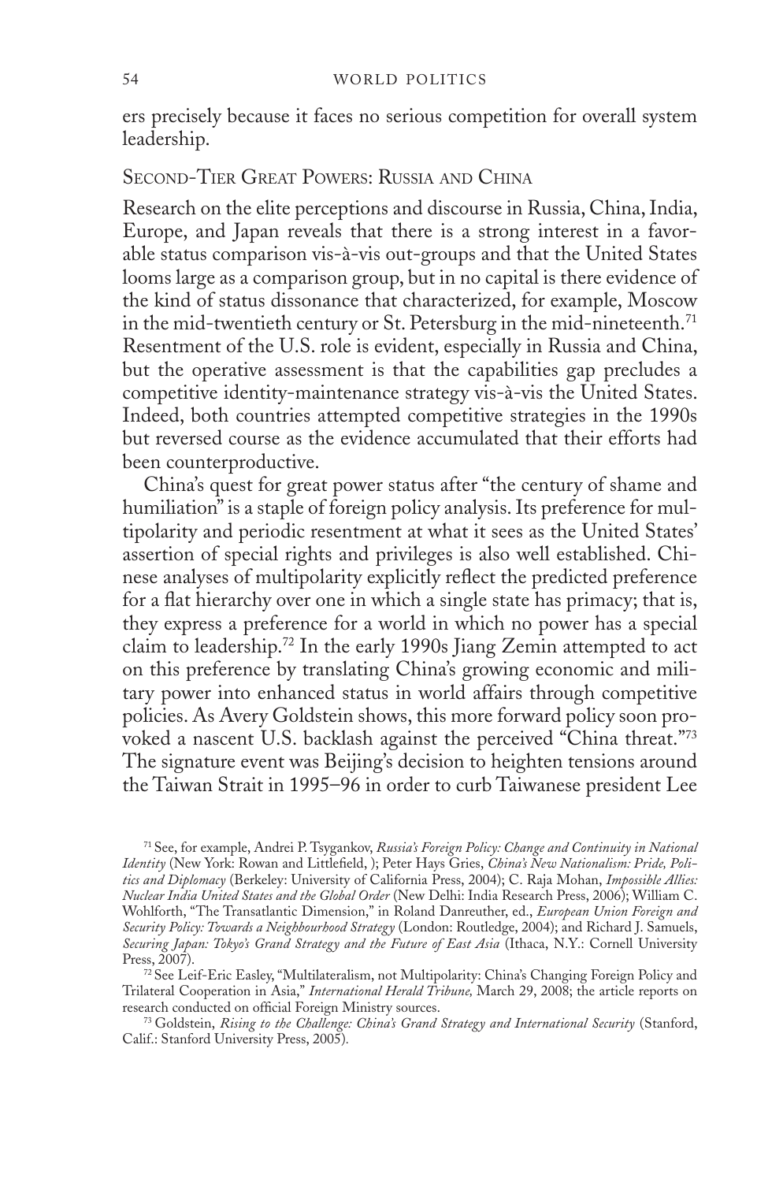ers precisely because it faces no serious competition for overall system leadership.

## Second-Tier Great Powers: Russia and China

Research on the elite perceptions and discourse in Russia, China, India, Europe, and Japan reveals that there is a strong interest in a favorable status comparison vis-à-vis out-groups and that the United States looms large as a comparison group, but in no capital is there evidence of the kind of status dissonance that characterized, for example, Moscow in the mid-twentieth century or St. Petersburg in the mid-nineteenth.[71] Resentment of the U.S. role is evident, especially in Russia and China, but the operative assessment is that the capabilities gap precludes a competitive identity-maintenance strategy vis-à-vis the United States. Indeed, both countries attempted competitive strategies in the 1990s but reversed course as the evidence accumulated that their efforts had been counterproductive.

China's quest for great power status after "the century of shame and humiliation" is a staple of foreign policy analysis. Its preference for multipolarity and periodic resentment at what it sees as the United States' assertion of special rights and privileges is also well established. Chinese analyses of multipolarity explicitly reflect the predicted preference for a flat hierarchy over one in which a single state has primacy; that is, they express a preference for a world in which no power has a special claim to leadership.[72] In the early 1990s Jiang Zemin attempted to act on this preference by translating China's growing economic and military power into enhanced status in world affairs through competitive policies. As Avery Goldstein shows, this more forward policy soon provoked a nascent U.S. backlash against the perceived "China threat."[73] The signature event was Beijing's decision to heighten tensions around the Taiwan Strait in 1995–96 in order to curb Taiwanese president Lee

---

[71] See, for example, Andrei P. Tsygankov, *Russia's Foreign Policy: Change and Continuity in National Identity* (New York: Rowan and Littlefield, ); Peter Hays Gries, *China's New Nationalism: Pride, Politics and Diplomacy* (Berkeley: University of California Press, 2004); C. Raja Mohan, *Impossible Allies: Nuclear India United States and the Global Order* (New Delhi: India Research Press, 2006); William C. Wohlforth, "The Transatlantic Dimension," in Roland Danreuther, ed., *European Union Foreign and Security Policy: Towards a Neighbourhood Strategy* (London: Routledge, 2004); and Richard J. Samuels, *Securing Japan: Tokyo's Grand Strategy and the Future of East Asia* (Ithaca, N.Y.: Cornell University Press, 2007).

[72] See Leif-Eric Easley, "Multilateralism, not Multipolarity: China's Changing Foreign Policy and Trilateral Cooperation in Asia," *International Herald Tribune,* March 29, 2008; the article reports on research conducted on official Foreign Ministry sources.

[73] Goldstein, *Rising to the Challenge: China's Grand Strategy and International Security* (Stanford, Calif.: Stanford University Press, 2005).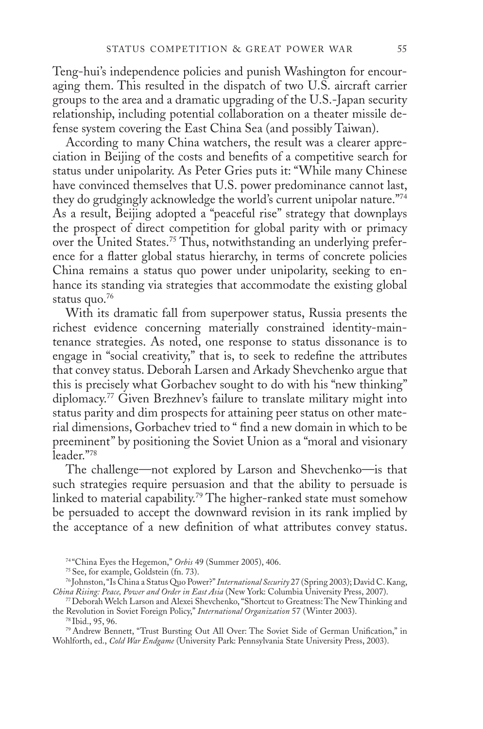Teng-hui's independence policies and punish Washington for encouraging them. This resulted in the dispatch of two U.S. aircraft carrier groups to the area and a dramatic upgrading of the U.S.-Japan security relationship, including potential collaboration on a theater missile defense system covering the East China Sea (and possibly Taiwan).

According to many China watchers, the result was a clearer appreciation in Beijing of the costs and benefits of a competitive search for status under unipolarity. As Peter Gries puts it: "While many Chinese have convinced themselves that U.S. power predominance cannot last, they do grudgingly acknowledge the world's current unipolar nature."[74] As a result, Beijing adopted a "peaceful rise" strategy that downplays the prospect of direct competition for global parity with or primacy over the United States.[75] Thus, notwithstanding an underlying preference for a flatter global status hierarchy, in terms of concrete policies China remains a status quo power under unipolarity, seeking to enhance its standing via strategies that accommodate the existing global status quo.[76]

With its dramatic fall from superpower status, Russia presents the richest evidence concerning materially constrained identity-maintenance strategies. As noted, one response to status dissonance is to engage in "social creativity," that is, to seek to redefine the attributes that convey status. Deborah Larsen and Arkady Shevchenko argue that this is precisely what Gorbachev sought to do with his "new thinking" diplomacy.[77] Given Brezhnev's failure to translate military might into status parity and dim prospects for attaining peer status on other material dimensions, Gorbachev tried to " find a new domain in which to be preeminent" by positioning the Soviet Union as a "moral and visionary leader."[78]

The challenge—not explored by Larson and Shevchenko—is that such strategies require persuasion and that the ability to persuade is linked to material capability.[79] The higher-ranked state must somehow be persuaded to accept the downward revision in its rank implied by the acceptance of a new definition of what attributes convey status.

[74] "China Eyes the Hegemon," *Orbis* 49 (Summer 2005), 406.

[75] See, for example, Goldstein (fn. 73).

[76] Johnston, "Is China a Status Quo Power?" *International Security* 27 (Spring 2003); David C. Kang, *China Rising: Peace, Power and Order in East Asia* (New York: Columbia University Press, 2007).

[77] Deborah Welch Larson and Alexei Shevchenko, "Shortcut to Greatness: The New Thinking and the Revolution in Soviet Foreign Policy," *International Organization* 57 (Winter 2003).

[78] Ibid., 95, 96.

[79] Andrew Bennett, "Trust Bursting Out All Over: The Soviet Side of German Unification," in Wohlforth, ed., *Cold War Endgame* (University Park: Pennsylvania State University Press, 2003).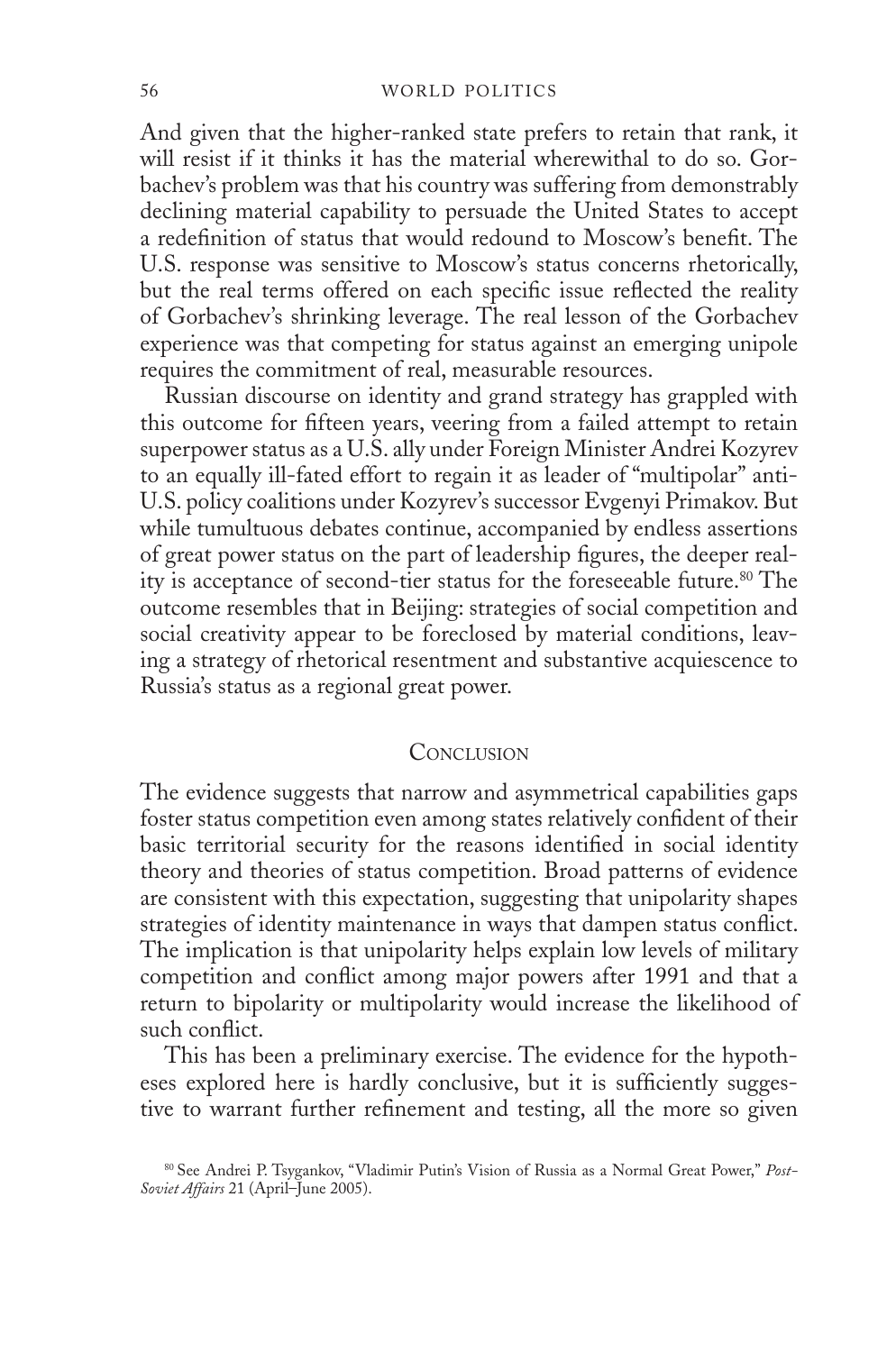And given that the higher-ranked state prefers to retain that rank, it will resist if it thinks it has the material wherewithal to do so. Gorbachev's problem was that his country was suffering from demonstrably declining material capability to persuade the United States to accept a redefinition of status that would redound to Moscow's benefit. The U.S. response was sensitive to Moscow's status concerns rhetorically, but the real terms offered on each specific issue reflected the reality of Gorbachev's shrinking leverage. The real lesson of the Gorbachev experience was that competing for status against an emerging unipole requires the commitment of real, measurable resources.

Russian discourse on identity and grand strategy has grappled with this outcome for fifteen years, veering from a failed attempt to retain superpower status as a U.S. ally under Foreign Minister Andrei Kozyrev to an equally ill-fated effort to regain it as leader of "multipolar" anti-U.S. policy coalitions under Kozyrev's successor Evgenyi Primakov. But while tumultuous debates continue, accompanied by endless assertions of great power status on the part of leadership figures, the deeper reality is acceptance of second-tier status for the foreseeable future.[80] The outcome resembles that in Beijing: strategies of social competition and social creativity appear to be foreclosed by material conditions, leaving a strategy of rhetorical resentment and substantive acquiescence to Russia's status as a regional great power.

## Conclusion

The evidence suggests that narrow and asymmetrical capabilities gaps foster status competition even among states relatively confident of their basic territorial security for the reasons identified in social identity theory and theories of status competition. Broad patterns of evidence are consistent with this expectation, suggesting that unipolarity shapes strategies of identity maintenance in ways that dampen status conflict. The implication is that unipolarity helps explain low levels of military competition and conflict among major powers after 1991 and that a return to bipolarity or multipolarity would increase the likelihood of such conflict.

This has been a preliminary exercise. The evidence for the hypotheses explored here is hardly conclusive, but it is sufficiently suggestive to warrant further refinement and testing, all the more so given

[80] See Andrei P. Tsygankov, "Vladimir Putin's Vision of Russia as a Normal Great Power," *Post-Soviet Affairs* 21 (April–June 2005).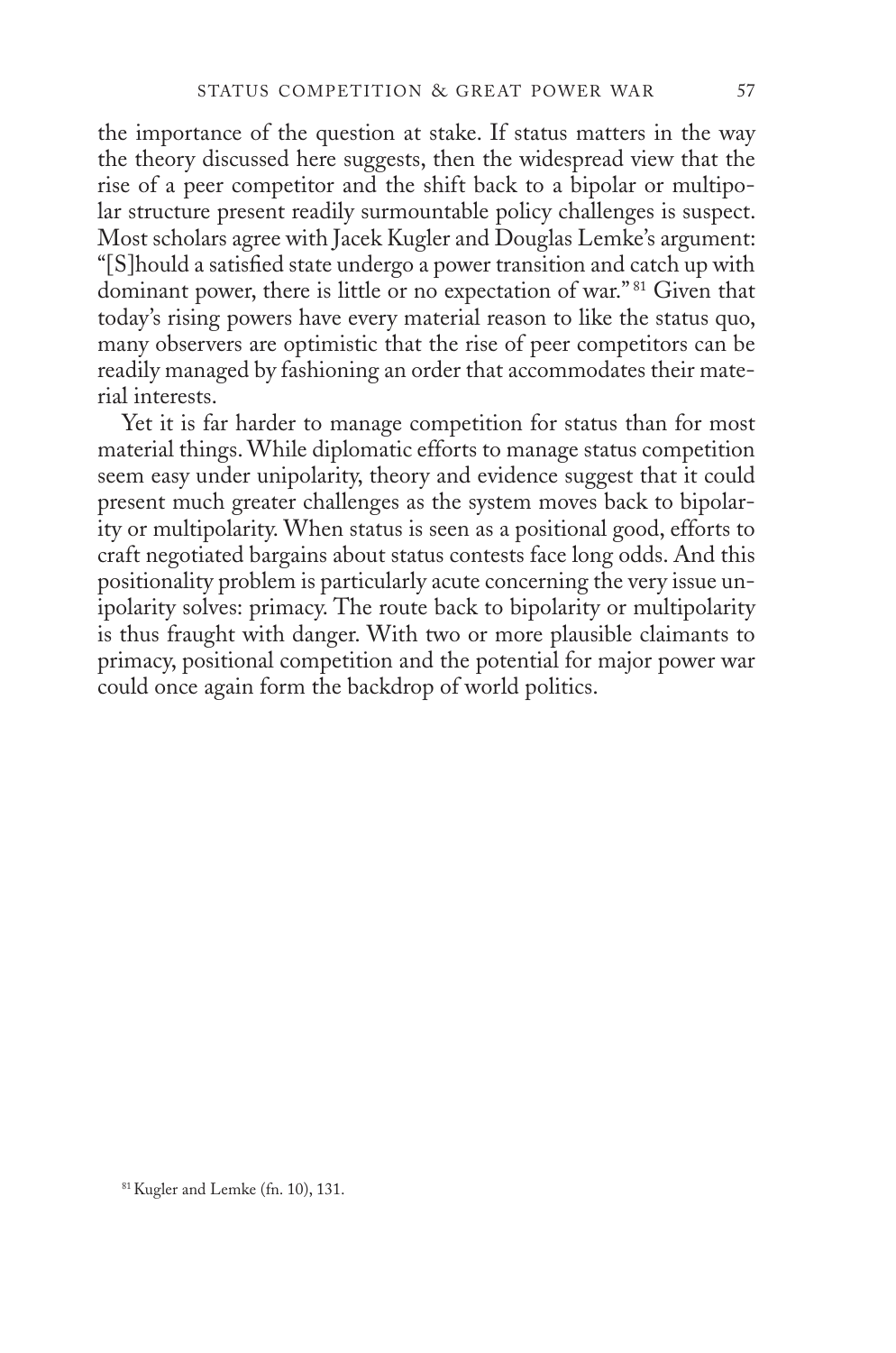the importance of the question at stake. If status matters in the way the theory discussed here suggests, then the widespread view that the rise of a peer competitor and the shift back to a bipolar or multipolar structure present readily surmountable policy challenges is suspect. Most scholars agree with Jacek Kugler and Douglas Lemke's argument: "[S]hould a satisfied state undergo a power transition and catch up with dominant power, there is little or no expectation of war."[81] Given that today's rising powers have every material reason to like the status quo, many observers are optimistic that the rise of peer competitors can be readily managed by fashioning an order that accommodates their material interests.

Yet it is far harder to manage competition for status than for most material things. While diplomatic efforts to manage status competition seem easy under unipolarity, theory and evidence suggest that it could present much greater challenges as the system moves back to bipolarity or multipolarity. When status is seen as a positional good, efforts to craft negotiated bargains about status contests face long odds. And this positionality problem is particularly acute concerning the very issue unipolarity solves: primacy. The route back to bipolarity or multipolarity is thus fraught with danger. With two or more plausible claimants to primacy, positional competition and the potential for major power war could once again form the backdrop of world politics.

[81] Kugler and Lemke (fn. 10), 131.